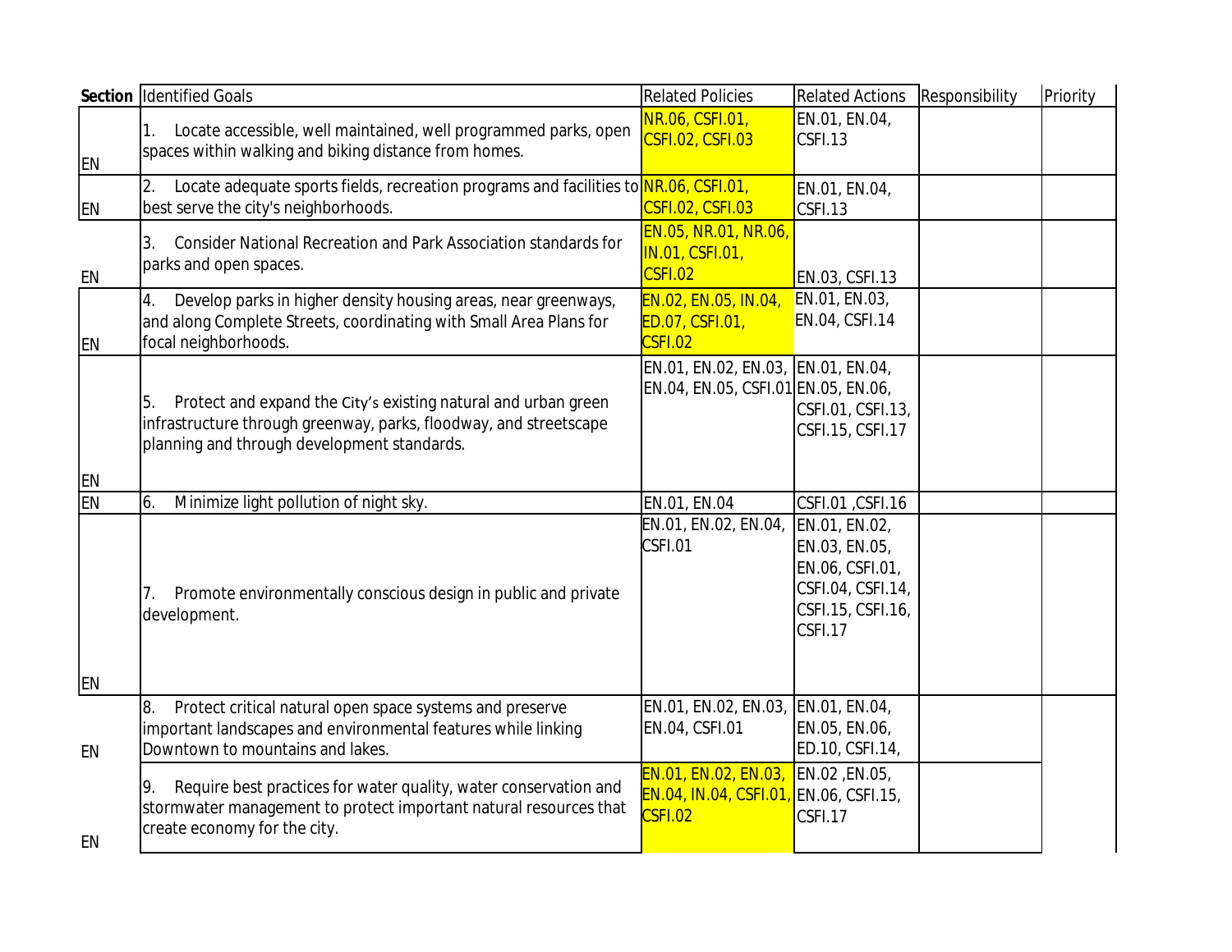| Section | Identified Goals | Related Policies | Related Actions | Responsibility | Priority |
|---|---|---|---|---|---|
| EN | 1. Locate accessible, well maintained, well programmed parks, open spaces within walking and biking distance from homes. | NR.06, CSFI.01, CSFI.02, CSFI.03 | EN.01, EN.04, CSFI.13 | | |
| EN | 2. Locate adequate sports fields, recreation programs and facilities to best serve the city's neighborhoods. | NR.06, CSFI.01, CSFI.02, CSFI.03 | EN.01, EN.04, CSFI.13 | | |
| EN | 3. Consider National Recreation and Park Association standards for parks and open spaces. | EN.05, NR.01, NR.06, IN.01, CSFI.01, CSFI.02 | EN.03, CSFI.13 | | |
| EN | 4. Develop parks in higher density housing areas, near greenways, and along Complete Streets, coordinating with Small Area Plans for focal neighborhoods. | EN.02, EN.05, IN.04, ED.07, CSFI.01, CSFI.02 | EN.01, EN.03, EN.04, CSFI.14 | | |
| EN | 5. Protect and expand the City's existing natural and urban green infrastructure through greenway, parks, floodway, and streetscape planning and through development standards. | EN.01, EN.02, EN.03, EN.04, EN.05, CSFI.01 | EN.01, EN.04, EN.05, EN.06, CSFI.01, CSFI.13, CSFI.15, CSFI.17 | | |
| EN | 6. Minimize light pollution of night sky. | EN.01, EN.04 | CSFI.01 ,CSFI.16 | | |
| EN | 7. Promote environmentally conscious design in public and private development. | EN.01, EN.02, EN.04, CSFI.01 | EN.01, EN.02, EN.03, EN.05, EN.06, CSFI.01, CSFI.04, CSFI.14, CSFI.15, CSFI.16, CSFI.17 | | |
| EN | 8. Protect critical natural open space systems and preserve important landscapes and environmental features while linking Downtown to mountains and lakes. | EN.01, EN.02, EN.03, EN.04, CSFI.01 | EN.01, EN.04, EN.05, EN.06, ED.10, CSFI.14, | | |
| EN | 9. Require best practices for water quality, water conservation and stormwater management to protect important natural resources that create economy for the city. | EN.01, EN.02, EN.03, EN.04, IN.04, CSFI.01, CSFI.02 | EN.02 ,EN.05, EN.06, CSFI.15, CSFI.17 | | |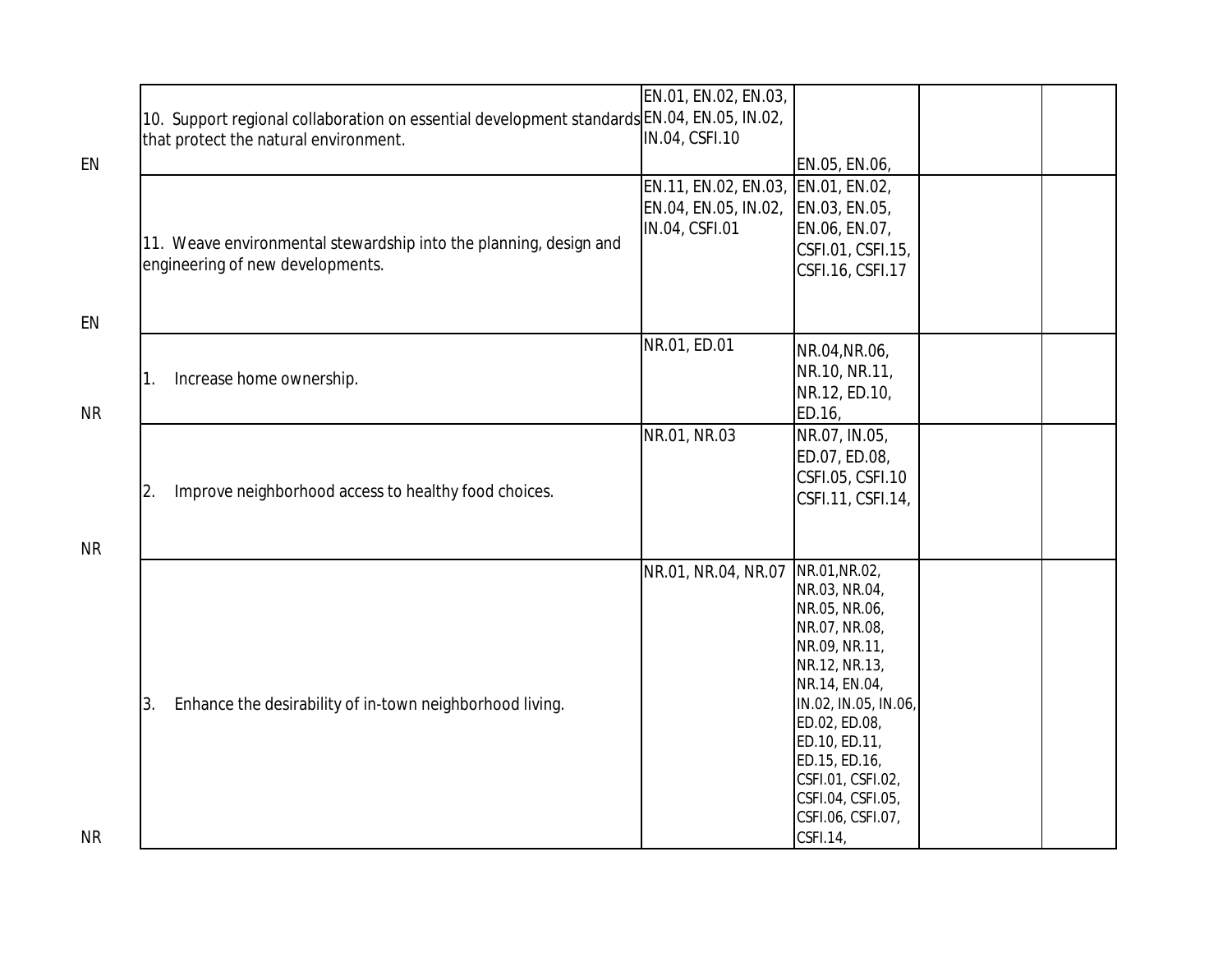| | | | | | |
|---|---|---|---|---|---|
| EN | 10. Support regional collaboration on essential development standards that protect the natural environment. | EN.01, EN.02, EN.03, EN.04, EN.05, IN.02, IN.04, CSFI.10 | EN.05, EN.06, | | |
| EN | 11. Weave environmental stewardship into the planning, design and engineering of new developments. | EN.11, EN.02, EN.03, EN.04, EN.05, IN.02, IN.04, CSFI.01 | EN.01, EN.02, EN.03, EN.05, EN.06, EN.07, CSFI.01, CSFI.15, CSFI.16, CSFI.17 | | |
| NR | 1. Increase home ownership. | NR.01, ED.01 | NR.04,NR.06, NR.10, NR.11, NR.12, ED.10, ED.16, | | |
| NR | 2. Improve neighborhood access to healthy food choices. | NR.01, NR.03 | NR.07, IN.05, ED.07, ED.08, CSFI.05, CSFI.10 CSFI.11, CSFI.14, | | |
| NR | 3. Enhance the desirability of in-town neighborhood living. | NR.01, NR.04, NR.07 | NR.01,NR.02, NR.03, NR.04, NR.05, NR.06, NR.07, NR.08, NR.09, NR.11, NR.12, NR.13, NR.14, EN.04, IN.02, IN.05, IN.06, ED.02, ED.08, ED.10, ED.11, ED.15, ED.16, CSFI.01, CSFI.02, CSFI.04, CSFI.05, CSFI.06, CSFI.07, CSFI.14, | | |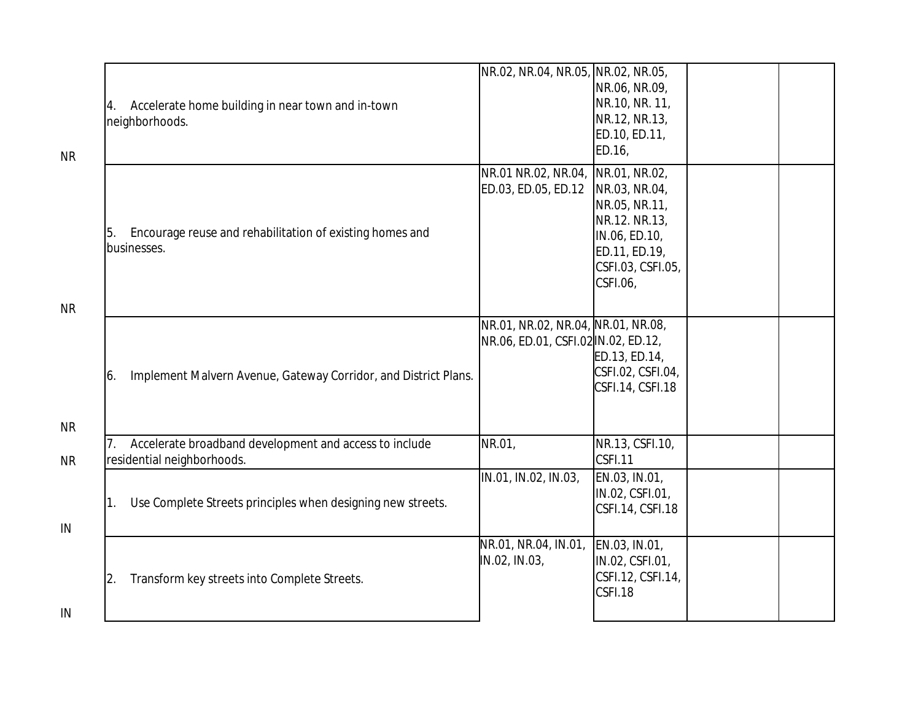| | | | | | |
|---|---|---|---|---|---|
| NR | 4. Accelerate home building in near town and in-town neighborhoods. | NR.02, NR.04, NR.05, | NR.02, NR.05, NR.06, NR.09, NR.10, NR. 11, NR.12, NR.13, ED.10, ED.11, ED.16, | | |
| NR | 5. Encourage reuse and rehabilitation of existing homes and businesses. | NR.01 NR.02, NR.04, ED.03, ED.05, ED.12 | NR.01, NR.02, NR.03, NR.04, NR.05, NR.11, NR.12. NR.13, IN.06, ED.10, ED.11, ED.19, CSFI.03, CSFI.05, CSFI.06, | | |
| NR | 6. Implement Malvern Avenue, Gateway Corridor, and District Plans. | NR.01, NR.02, NR.04, NR.06, ED.01, CSFI.02 | NR.01, NR.08, IN.02, ED.12, ED.13, ED.14, CSFI.02, CSFI.04, CSFI.14, CSFI.18 | | |
| NR | 7. Accelerate broadband development and access to include residential neighborhoods. | NR.01, | NR.13, CSFI.10, CSFI.11 | | |
| IN | 1. Use Complete Streets principles when designing new streets. | IN.01, IN.02, IN.03, | EN.03, IN.01, IN.02, CSFI.01, CSFI.14, CSFI.18 | | |
| IN | 2. Transform key streets into Complete Streets. | NR.01, NR.04, IN.01, IN.02, IN.03, | EN.03, IN.01, IN.02, CSFI.01, CSFI.12, CSFI.14, CSFI.18 | | |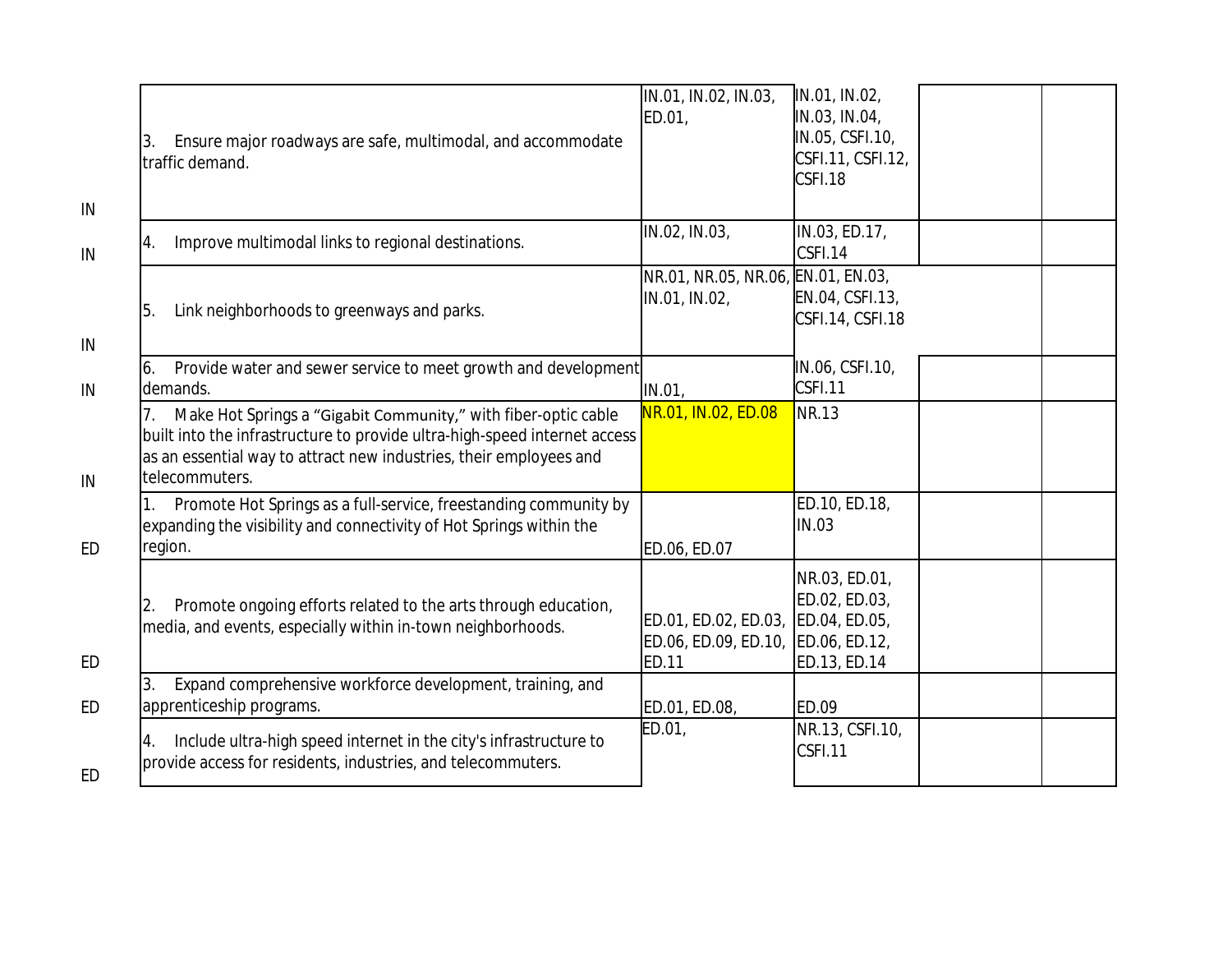| | | | | | |
|---|---|---|---|---|---|
| IN | 3. Ensure major roadways are safe, multimodal, and accommodate traffic demand. | IN.01, IN.02, IN.03, ED.01, | IN.01, IN.02, IN.03, IN.04, IN.05, CSFI.10, CSFI.11, CSFI.12, CSFI.18 | | |
| IN | 4. Improve multimodal links to regional destinations. | IN.02, IN.03, | IN.03, ED.17, CSFI.14 | | |
| IN | 5. Link neighborhoods to greenways and parks. | NR.01, NR.05, NR.06, IN.01, IN.02, | EN.01, EN.03, EN.04, CSFI.13, CSFI.14, CSFI.18 | | |
| IN | 6. Provide water and sewer service to meet growth and development demands. | IN.01, | IN.06, CSFI.10, CSFI.11 | | |
| IN | 7. Make Hot Springs a "Gigabit Community," with fiber-optic cable built into the infrastructure to provide ultra-high-speed internet access as an essential way to attract new industries, their employees and telecommuters. | NR.01, IN.02, ED.08 | NR.13 | | |
| ED | 1. Promote Hot Springs as a full-service, freestanding community by expanding the visibility and connectivity of Hot Springs within the region. | ED.06, ED.07 | ED.10, ED.18, IN.03 | | |
| ED | 2. Promote ongoing efforts related to the arts through education, media, and events, especially within in-town neighborhoods. | ED.01, ED.02, ED.03, ED.06, ED.09, ED.10, ED.11 | NR.03, ED.01, ED.02, ED.03, ED.04, ED.05, ED.06, ED.12, ED.13, ED.14 | | |
| ED | 3. Expand comprehensive workforce development, training, and apprenticeship programs. | ED.01, ED.08, | ED.09 | | |
| ED | 4. Include ultra-high speed internet in the city's infrastructure to provide access for residents, industries, and telecommuters. | ED.01, | NR.13, CSFI.10, CSFI.11 | | |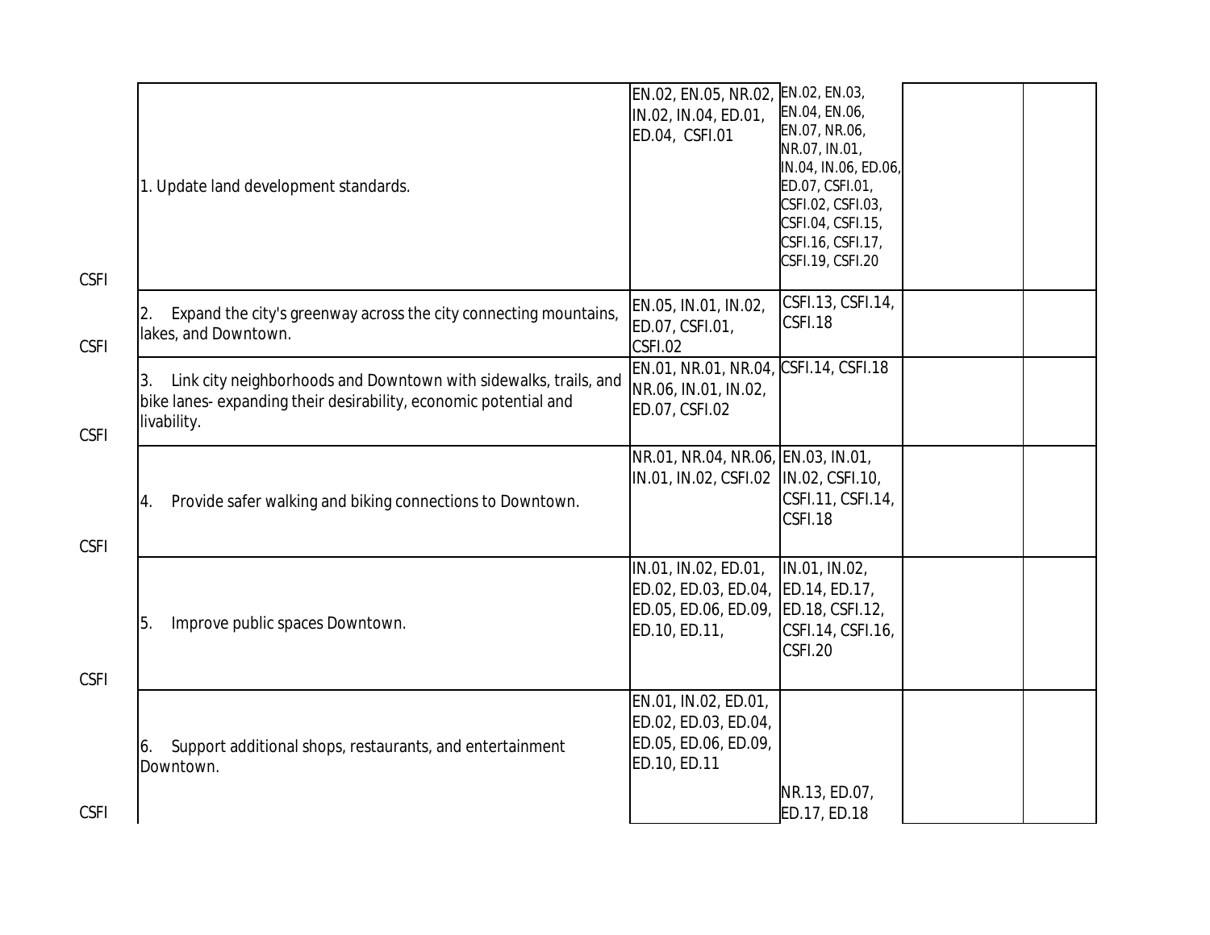| | | | | | |
|---|---|---|---|---|---|
| CSFI | 1. Update land development standards. | EN.02, EN.05, NR.02, IN.02, IN.04, ED.01, ED.04, CSFI.01 | EN.02, EN.03, EN.04, EN.06, EN.07, NR.06, NR.07, IN.01, IN.04, IN.06, ED.06, ED.07, CSFI.01, CSFI.02, CSFI.03, CSFI.04, CSFI.15, CSFI.16, CSFI.17, CSFI.19, CSFI.20 | | |
| CSFI | 2. Expand the city's greenway across the city connecting mountains, lakes, and Downtown. | EN.05, IN.01, IN.02, ED.07, CSFI.01, CSFI.02 | CSFI.13, CSFI.14, CSFI.18 | | |
| CSFI | 3. Link city neighborhoods and Downtown with sidewalks, trails, and bike lanes- expanding their desirability, economic potential and livability. | EN.01, NR.01, NR.04, NR.06, IN.01, IN.02, ED.07, CSFI.02 | CSFI.14, CSFI.18 | | |
| CSFI | 4. Provide safer walking and biking connections to Downtown. | NR.01, NR.04, NR.06, IN.01, IN.02, CSFI.02 | EN.03, IN.01, IN.02, CSFI.10, CSFI.11, CSFI.14, CSFI.18 | | |
| CSFI | 5. Improve public spaces Downtown. | IN.01, IN.02, ED.01, ED.02, ED.03, ED.04, ED.05, ED.06, ED.09, ED.10, ED.11, | IN.01, IN.02, ED.14, ED.17, ED.18, CSFI.12, CSFI.14, CSFI.16, CSFI.20 | | |
| CSFI | 6. Support additional shops, restaurants, and entertainment Downtown. | EN.01, IN.02, ED.01, ED.02, ED.03, ED.04, ED.05, ED.06, ED.09, ED.10, ED.11 | NR.13, ED.07, ED.17, ED.18 | | |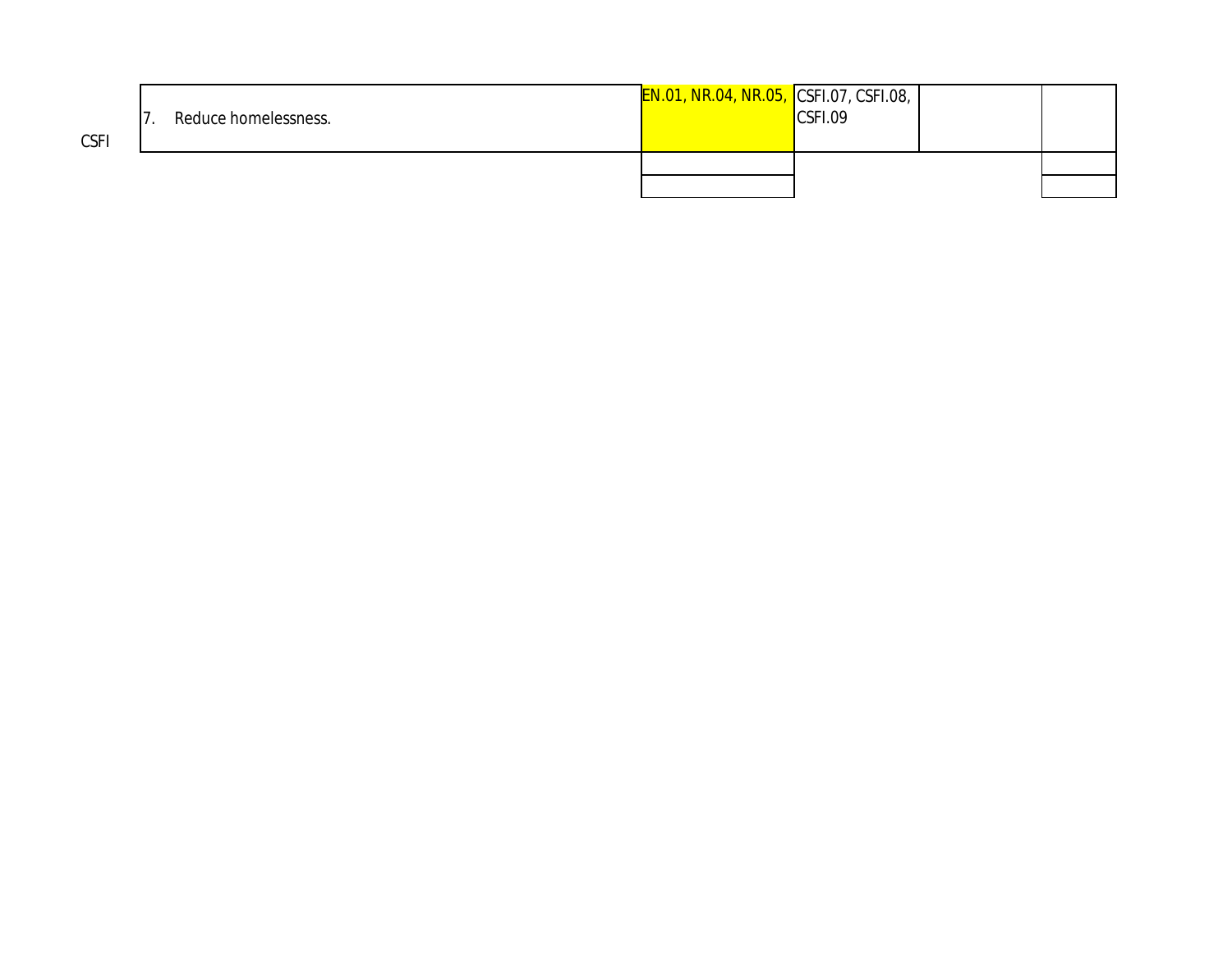| | | | | | |
|---|---|---|---|---|---|
| CSFI | 7. Reduce homelessness. | EN.01, NR.04, NR.05, | CSFI.07, CSFI.08, CSFI.09 | | |
| | | | | | |
| | | | | | |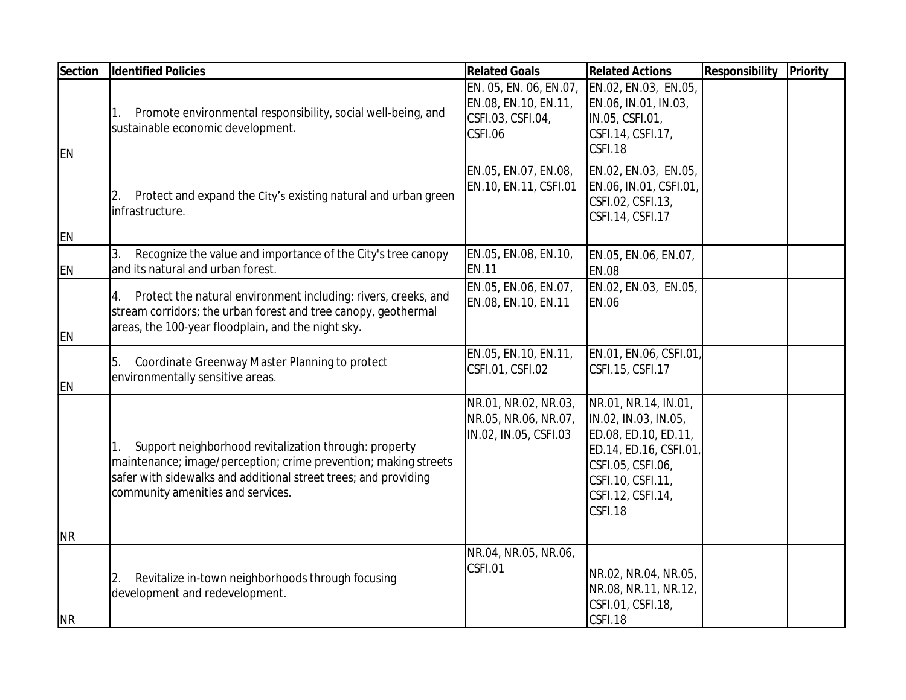| Section | Identified Policies | Related Goals | Related Actions | Responsibility | Priority |
|---|---|---|---|---|---|
| EN | 1. Promote environmental responsibility, social well-being, and sustainable economic development. | EN. 05, EN. 06, EN.07, EN.08, EN.10, EN.11, CSFI.03, CSFI.04, CSFI.06 | EN.02, EN.03, EN.05, EN.06, IN.01, IN.03, IN.05, CSFI.01, CSFI.14, CSFI.17, CSFI.18 | | |
| EN | 2. Protect and expand the City's existing natural and urban green infrastructure. | EN.05, EN.07, EN.08, EN.10, EN.11, CSFI.01 | EN.02, EN.03, EN.05, EN.06, IN.01, CSFI.01, CSFI.02, CSFI.13, CSFI.14, CSFI.17 | | |
| EN | 3. Recognize the value and importance of the City's tree canopy and its natural and urban forest. | EN.05, EN.08, EN.10, EN.11 | EN.05, EN.06, EN.07, EN.08 | | |
| EN | 4. Protect the natural environment including: rivers, creeks, and stream corridors; the urban forest and tree canopy, geothermal areas, the 100-year floodplain, and the night sky. | EN.05, EN.06, EN.07, EN.08, EN.10, EN.11 | EN.02, EN.03, EN.05, EN.06 | | |
| EN | 5. Coordinate Greenway Master Planning to protect environmentally sensitive areas. | EN.05, EN.10, EN.11, CSFI.01, CSFI.02 | EN.01, EN.06, CSFI.01, CSFI.15, CSFI.17 | | |
| NR | 1. Support neighborhood revitalization through: property maintenance; image/perception; crime prevention; making streets safer with sidewalks and additional street trees; and providing community amenities and services. | NR.01, NR.02, NR.03, NR.05, NR.06, NR.07, IN.02, IN.05, CSFI.03 | NR.01, NR.14, IN.01, IN.02, IN.03, IN.05, ED.08, ED.10, ED.11, ED.14, ED.16, CSFI.01, CSFI.05, CSFI.06, CSFI.10, CSFI.11, CSFI.12, CSFI.14, CSFI.18 | | |
| NR | 2. Revitalize in-town neighborhoods through focusing development and redevelopment. | NR.04, NR.05, NR.06, CSFI.01 | NR.02, NR.04, NR.05, NR.08, NR.11, NR.12, CSFI.01, CSFI.18, CSFI.18 | | |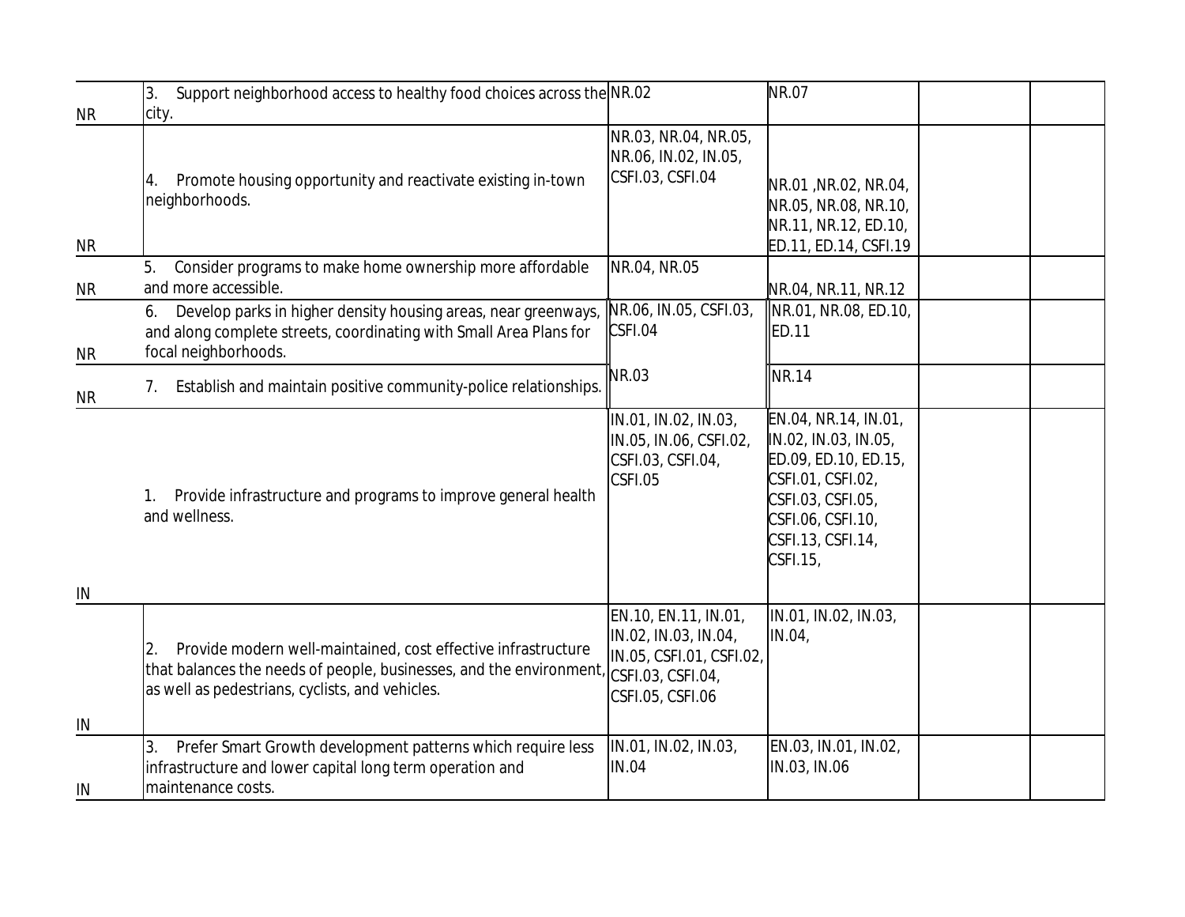| | | | | | |
|---|---|---|---|---|---|
| NR | 3. Support neighborhood access to healthy food choices across the city. | NR.02 | NR.07 | | |
| NR | 4. Promote housing opportunity and reactivate existing in-town neighborhoods. | NR.03, NR.04, NR.05, NR.06, IN.02, IN.05, CSFI.03, CSFI.04 | NR.01 ,NR.02, NR.04, NR.05, NR.08, NR.10, NR.11, NR.12, ED.10, ED.11, ED.14, CSFI.19 | | |
| NR | 5. Consider programs to make home ownership more affordable and more accessible. | NR.04, NR.05 | NR.04, NR.11, NR.12 | | |
| NR | 6. Develop parks in higher density housing areas, near greenways, and along complete streets, coordinating with Small Area Plans for focal neighborhoods. | NR.06, IN.05, CSFI.03, CSFI.04 | NR.01, NR.08, ED.10, ED.11 | | |
| NR | 7. Establish and maintain positive community-police relationships. | NR.03 | NR.14 | | |
| IN | 1. Provide infrastructure and programs to improve general health and wellness. | IN.01, IN.02, IN.03, IN.05, IN.06, CSFI.02, CSFI.03, CSFI.04, CSFI.05 | EN.04, NR.14, IN.01, IN.02, IN.03, IN.05, ED.09, ED.10, ED.15, CSFI.01, CSFI.02, CSFI.03, CSFI.05, CSFI.06, CSFI.10, CSFI.13, CSFI.14, CSFI.15, | | |
| IN | 2. Provide modern well-maintained, cost effective infrastructure that balances the needs of people, businesses, and the environment, as well as pedestrians, cyclists, and vehicles. | EN.10, EN.11, IN.01, IN.02, IN.03, IN.04, IN.05, CSFI.01, CSFI.02, CSFI.03, CSFI.04, CSFI.05, CSFI.06 | IN.01, IN.02, IN.03, IN.04, | | |
| IN | 3. Prefer Smart Growth development patterns which require less infrastructure and lower capital long term operation and maintenance costs. | IN.01, IN.02, IN.03, IN.04 | EN.03, IN.01, IN.02, IN.03, IN.06 | | |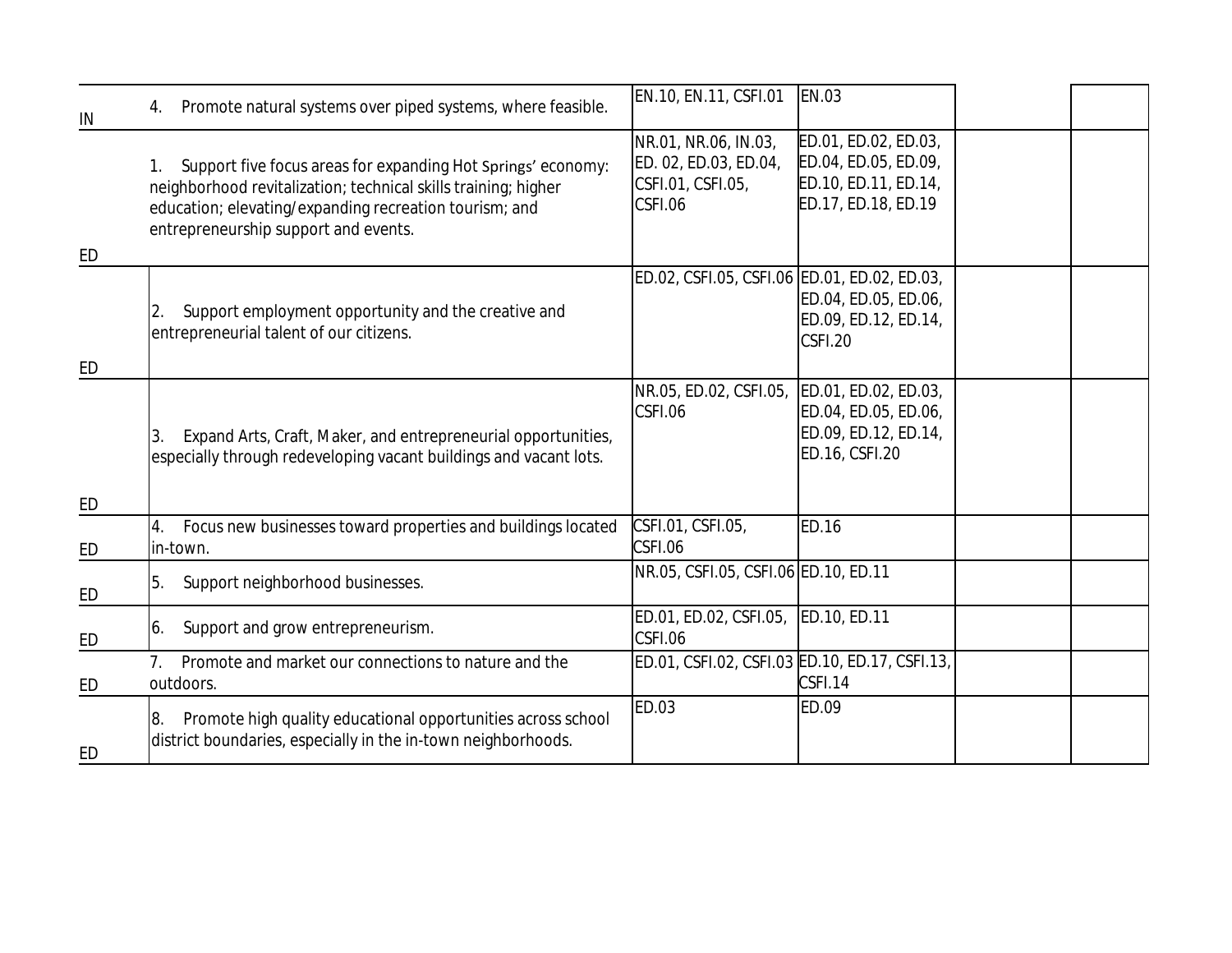| | | | | | |
|---|---|---|---|---|---|
| IN | 4. Promote natural systems over piped systems, where feasible. | EN.10, EN.11, CSFI.01 | EN.03 | | |
| ED | 1. Support five focus areas for expanding Hot Springs' economy: neighborhood revitalization; technical skills training; higher education; elevating/expanding recreation tourism; and entrepreneurship support and events. | NR.01, NR.06, IN.03, ED. 02, ED.03, ED.04, CSFI.01, CSFI.05, CSFI.06 | ED.01, ED.02, ED.03, ED.04, ED.05, ED.09, ED.10, ED.11, ED.14, ED.17, ED.18, ED.19 | | |
| ED | 2. Support employment opportunity and the creative and entrepreneurial talent of our citizens. | ED.02, CSFI.05, CSFI.06 | ED.01, ED.02, ED.03, ED.04, ED.05, ED.06, ED.09, ED.12, ED.14, CSFI.20 | | |
| ED | 3. Expand Arts, Craft, Maker, and entrepreneurial opportunities, especially through redeveloping vacant buildings and vacant lots. | NR.05, ED.02, CSFI.05, CSFI.06 | ED.01, ED.02, ED.03, ED.04, ED.05, ED.06, ED.09, ED.12, ED.14, ED.16, CSFI.20 | | |
| ED | 4. Focus new businesses toward properties and buildings located in-town. | CSFI.01, CSFI.05, CSFI.06 | ED.16 | | |
| ED | 5. Support neighborhood businesses. | NR.05, CSFI.05, CSFI.06 | ED.10, ED.11 | | |
| ED | 6. Support and grow entrepreneurism. | ED.01, ED.02, CSFI.05, CSFI.06 | ED.10, ED.11 | | |
| ED | 7. Promote and market our connections to nature and the outdoors. | ED.01, CSFI.02, CSFI.03 | ED.10, ED.17, CSFI.13, CSFI.14 | | |
| ED | 8. Promote high quality educational opportunities across school district boundaries, especially in the in-town neighborhoods. | ED.03 | ED.09 | | |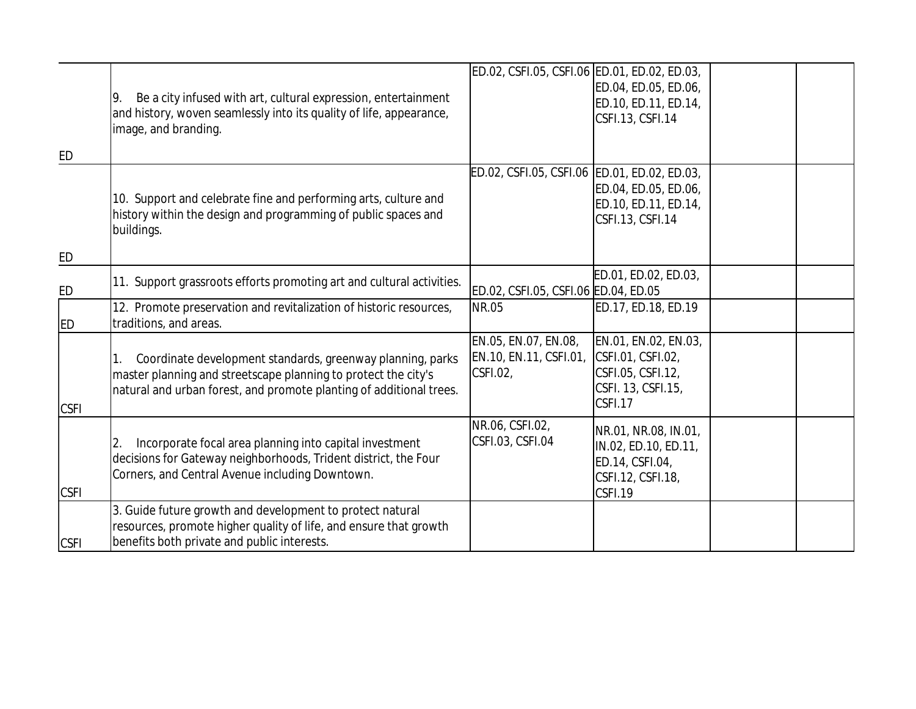| | | | | | |
|---|---|---|---|---|---|
| ED | 9. Be a city infused with art, cultural expression, entertainment and history, woven seamlessly into its quality of life, appearance, image, and branding. | ED.02, CSFI.05, CSFI.06 | ED.01, ED.02, ED.03, ED.04, ED.05, ED.06, ED.10, ED.11, ED.14, CSFI.13, CSFI.14 | | |
| ED | 10. Support and celebrate fine and performing arts, culture and history within the design and programming of public spaces and buildings. | ED.02, CSFI.05, CSFI.06 | ED.01, ED.02, ED.03, ED.04, ED.05, ED.06, ED.10, ED.11, ED.14, CSFI.13, CSFI.14 | | |
| ED | 11. Support grassroots efforts promoting art and cultural activities. | ED.02, CSFI.05, CSFI.06 | ED.01, ED.02, ED.03, ED.04, ED.05 | | |
| ED | 12. Promote preservation and revitalization of historic resources, traditions, and areas. | NR.05 | ED.17, ED.18, ED.19 | | |
| CSFI | 1. Coordinate development standards, greenway planning, parks master planning and streetscape planning to protect the city's natural and urban forest, and promote planting of additional trees. | EN.05, EN.07, EN.08, EN.10, EN.11, CSFI.01, CSFI.02, | EN.01, EN.02, EN.03, CSFI.01, CSFI.02, CSFI.05, CSFI.12, CSFI. 13, CSFI.15, CSFI.17 | | |
| CSFI | 2. Incorporate focal area planning into capital investment decisions for Gateway neighborhoods, Trident district, the Four Corners, and Central Avenue including Downtown. | NR.06, CSFI.02, CSFI.03, CSFI.04 | NR.01, NR.08, IN.01, IN.02, ED.10, ED.11, ED.14, CSFI.04, CSFI.12, CSFI.18, CSFI.19 | | |
| CSFI | 3. Guide future growth and development to protect natural resources, promote higher quality of life, and ensure that growth benefits both private and public interests. | | | | |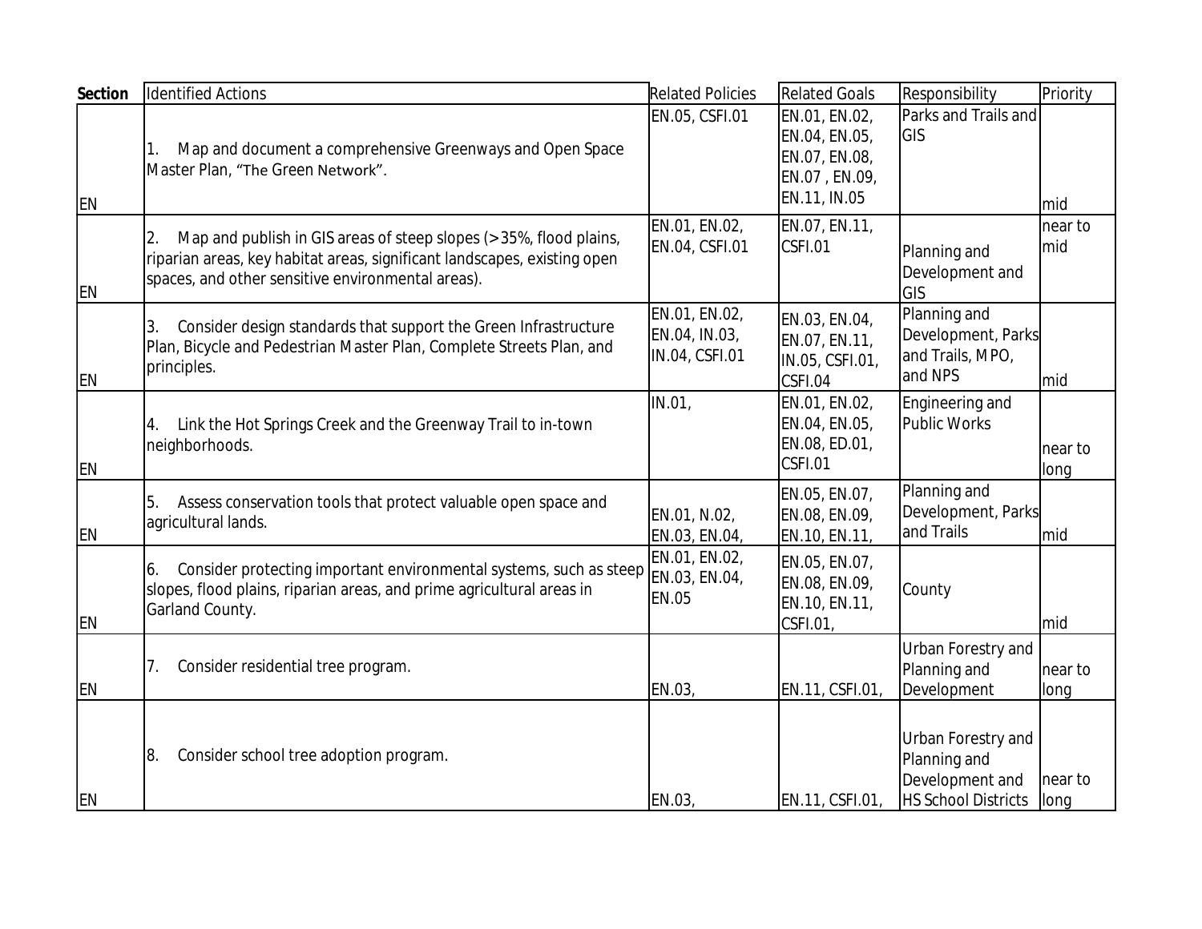| Section | Identified Actions | Related Policies | Related Goals | Responsibility | Priority |
|---|---|---|---|---|---|
| EN | 1. Map and document a comprehensive Greenways and Open Space Master Plan, "The Green Network". | EN.05, CSFI.01 | EN.01, EN.02, EN.04, EN.05, EN.07, EN.08, EN.07 , EN.09, EN.11, IN.05 | Parks and Trails and GIS | mid |
| EN | 2. Map and publish in GIS areas of steep slopes (>35%, flood plains, riparian areas, key habitat areas, significant landscapes, existing open spaces, and other sensitive environmental areas). | EN.01, EN.02, EN.04, CSFI.01 | EN.07, EN.11, CSFI.01 | Planning and Development and GIS | near to mid |
| EN | 3. Consider design standards that support the Green Infrastructure Plan, Bicycle and Pedestrian Master Plan, Complete Streets Plan, and principles. | EN.01, EN.02, EN.04, IN.03, IN.04, CSFI.01 | EN.03, EN.04, EN.07, EN.11, IN.05, CSFI.01, CSFI.04 | Planning and Development, Parks and Trails, MPO, and NPS | mid |
| EN | 4. Link the Hot Springs Creek and the Greenway Trail to in-town neighborhoods. | IN.01, | EN.01, EN.02, EN.04, EN.05, EN.08, ED.01, CSFI.01 | Engineering and Public Works | near to long |
| EN | 5. Assess conservation tools that protect valuable open space and agricultural lands. | EN.01, N.02, EN.03, EN.04, | EN.05, EN.07, EN.08, EN.09, EN.10, EN.11, | Planning and Development, Parks and Trails | mid |
| EN | 6. Consider protecting important environmental systems, such as steep slopes, flood plains, riparian areas, and prime agricultural areas in Garland County. | EN.01, EN.02, EN.03, EN.04, EN.05 | EN.05, EN.07, EN.08, EN.09, EN.10, EN.11, CSFI.01, | County | mid |
| EN | 7. Consider residential tree program. | EN.03, | EN.11, CSFI.01, | Urban Forestry and Planning and Development | near to long |
| EN | 8. Consider school tree adoption program. | EN.03, | EN.11, CSFI.01, | Urban Forestry and Planning and Development and HS School Districts | near to long |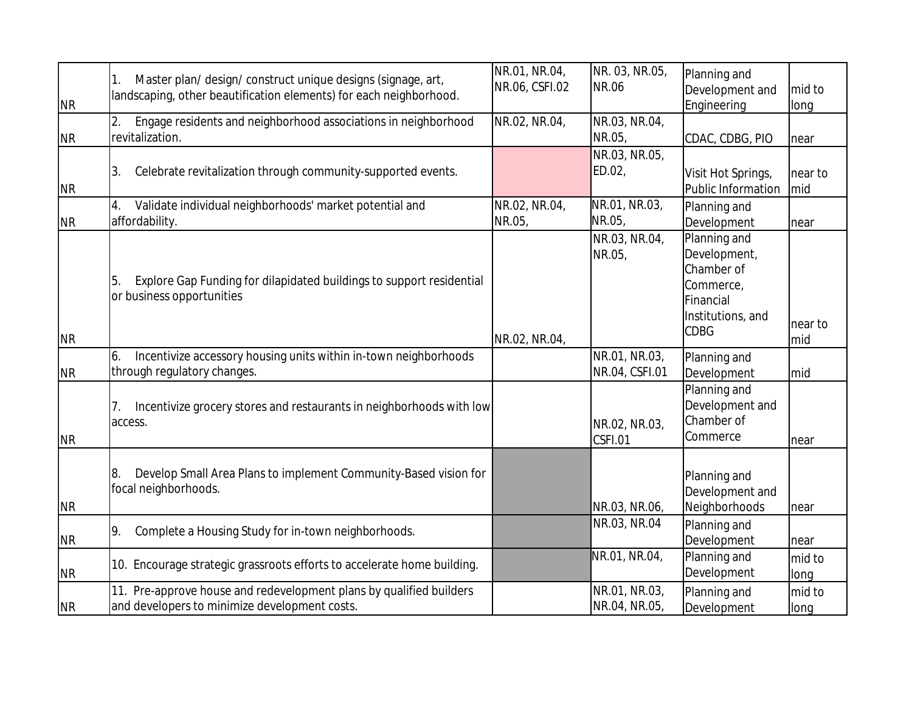| | | | | | |
|---|---|---|---|---|---|
| NR | 1. Master plan/ design/ construct unique designs (signage, art, landscaping, other beautification elements) for each neighborhood. | NR.01, NR.04, NR.06, CSFI.02 | NR. 03, NR.05, NR.06 | Planning and Development and Engineering | mid to long |
| NR | 2. Engage residents and neighborhood associations in neighborhood revitalization. | NR.02, NR.04, | NR.03, NR.04, NR.05, | CDAC, CDBG, PIO | near |
| NR | 3. Celebrate revitalization through community-supported events. | | NR.03, NR.05, ED.02, | Visit Hot Springs, Public Information | near to mid |
| NR | 4. Validate individual neighborhoods' market potential and affordability. | NR.02, NR.04, NR.05, | NR.01, NR.03, NR.05, | Planning and Development | near |
| NR | 5. Explore Gap Funding for dilapidated buildings to support residential or business opportunities | NR.02, NR.04, | NR.03, NR.04, NR.05, | Planning and Development, Chamber of Commerce, Financial Institutions, and CDBG | near to mid |
| NR | 6. Incentivize accessory housing units within in-town neighborhoods through regulatory changes. | | NR.01, NR.03, NR.04, CSFI.01 | Planning and Development | mid |
| NR | 7. Incentivize grocery stores and restaurants in neighborhoods with low access. | | NR.02, NR.03, CSFI.01 | Planning and Development and Chamber of Commerce | near |
| NR | 8. Develop Small Area Plans to implement Community-Based vision for focal neighborhoods. | | NR.03, NR.06, | Planning and Development and Neighborhoods | near |
| NR | 9. Complete a Housing Study for in-town neighborhoods. | | NR.03, NR.04 | Planning and Development | near |
| NR | 10. Encourage strategic grassroots efforts to accelerate home building. | | NR.01, NR.04, | Planning and Development | mid to long |
| NR | 11. Pre-approve house and redevelopment plans by qualified builders and developers to minimize development costs. | | NR.01, NR.03, NR.04, NR.05, | Planning and Development | mid to long |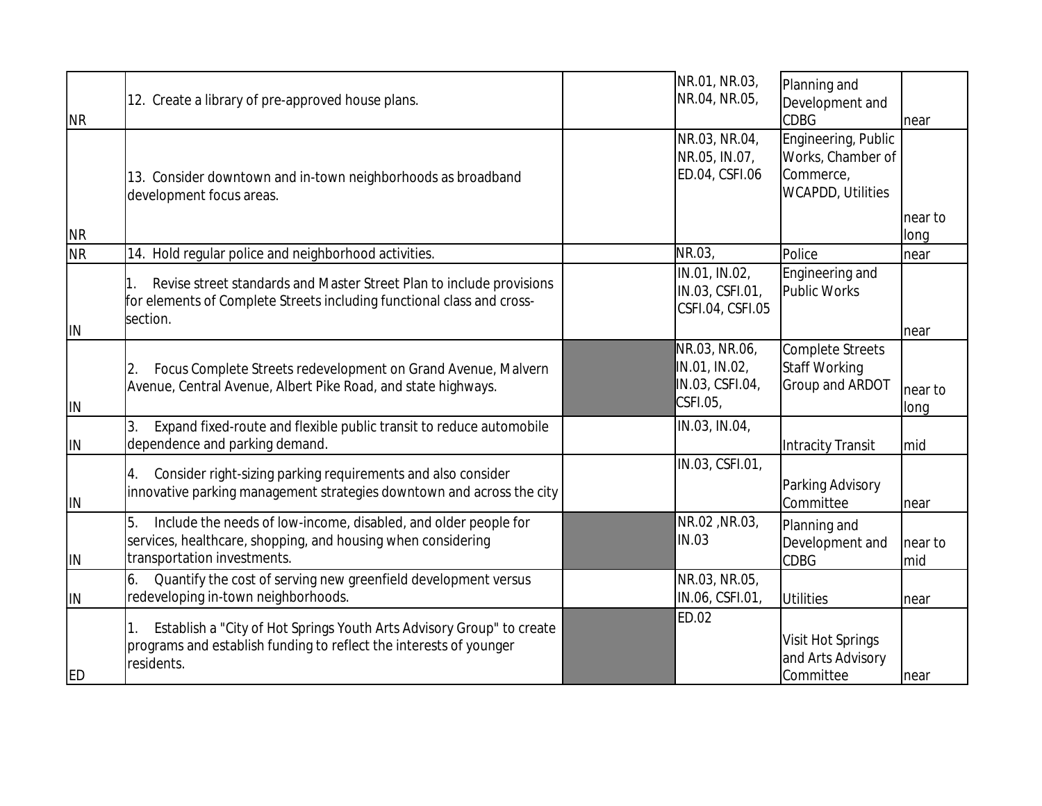| | | | | | |
|---|---|---|---|---|---|
| NR | 12. Create a library of pre-approved house plans. | | NR.01, NR.03, NR.04, NR.05, | Planning and Development and CDBG | near |
| NR | 13. Consider downtown and in-town neighborhoods as broadband development focus areas. | | NR.03, NR.04, NR.05, IN.07, ED.04, CSFI.06 | Engineering, Public Works, Chamber of Commerce, WCAPDD, Utilities | near to long |
| NR | 14. Hold regular police and neighborhood activities. | | NR.03, | Police | near |
| IN | 1. Revise street standards and Master Street Plan to include provisions for elements of Complete Streets including functional class and cross-section. | | IN.01, IN.02, IN.03, CSFI.01, CSFI.04, CSFI.05 | Engineering and Public Works | near |
| IN | 2. Focus Complete Streets redevelopment on Grand Avenue, Malvern Avenue, Central Avenue, Albert Pike Road, and state highways. | | NR.03, NR.06, IN.01, IN.02, IN.03, CSFI.04, CSFI.05, | Complete Streets Staff Working Group and ARDOT | near to long |
| IN | 3. Expand fixed-route and flexible public transit to reduce automobile dependence and parking demand. | | IN.03, IN.04, | Intracity Transit | mid |
| IN | 4. Consider right-sizing parking requirements and also consider innovative parking management strategies downtown and across the city | | IN.03, CSFI.01, | Parking Advisory Committee | near |
| IN | 5. Include the needs of low-income, disabled, and older people for services, healthcare, shopping, and housing when considering transportation investments. | | NR.02 ,NR.03, IN.03 | Planning and Development and CDBG | near to mid |
| IN | 6. Quantify the cost of serving new greenfield development versus redeveloping in-town neighborhoods. | | NR.03, NR.05, IN.06, CSFI.01, | Utilities | near |
| ED | 1. Establish a "City of Hot Springs Youth Arts Advisory Group" to create programs and establish funding to reflect the interests of younger residents. | | ED.02 | Visit Hot Springs and Arts Advisory Committee | near |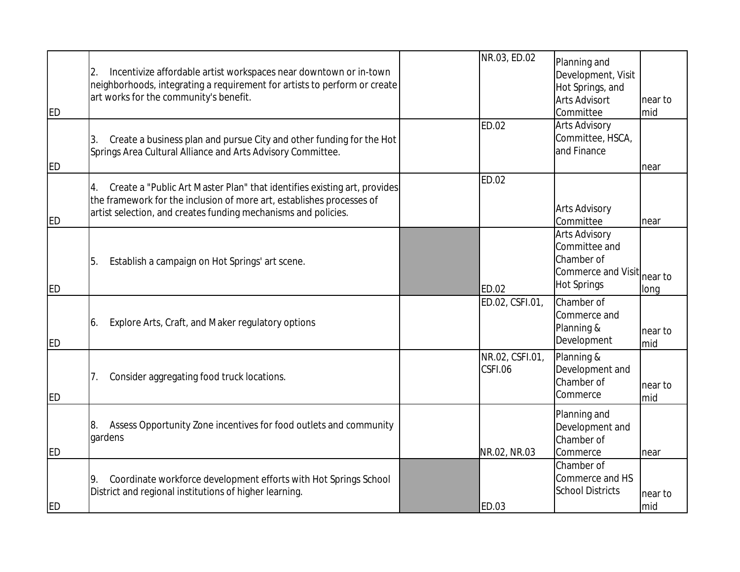| | | | | | |
|---|---|---|---|---|---|
| ED | 2. Incentivize affordable artist workspaces near downtown or in-town neighborhoods, integrating a requirement for artists to perform or create art works for the community's benefit. | | NR.03, ED.02 | Planning and Development, Visit Hot Springs, and Arts Advisort Committee | near to mid |
| ED | 3. Create a business plan and pursue City and other funding for the Hot Springs Area Cultural Alliance and Arts Advisory Committee. | | ED.02 | Arts Advisory Committee, HSCA, and Finance | near |
| ED | 4. Create a "Public Art Master Plan" that identifies existing art, provides the framework for the inclusion of more art, establishes processes of artist selection, and creates funding mechanisms and policies. | | ED.02 | Arts Advisory Committee | near |
| ED | 5. Establish a campaign on Hot Springs' art scene. | | ED.02 | Arts Advisory Committee and Chamber of Commerce and Visit Hot Springs | near to long |
| ED | 6. Explore Arts, Craft, and Maker regulatory options | | ED.02, CSFI.01, | Chamber of Commerce and Planning & Development | near to mid |
| ED | 7. Consider aggregating food truck locations. | | NR.02, CSFI.01, CSFI.06 | Planning & Development and Chamber of Commerce | near to mid |
| ED | 8. Assess Opportunity Zone incentives for food outlets and community gardens | | NR.02, NR.03 | Planning and Development and Chamber of Commerce | near |
| ED | 9. Coordinate workforce development efforts with Hot Springs School District and regional institutions of higher learning. | | ED.03 | Chamber of Commerce and HS School Districts | near to mid |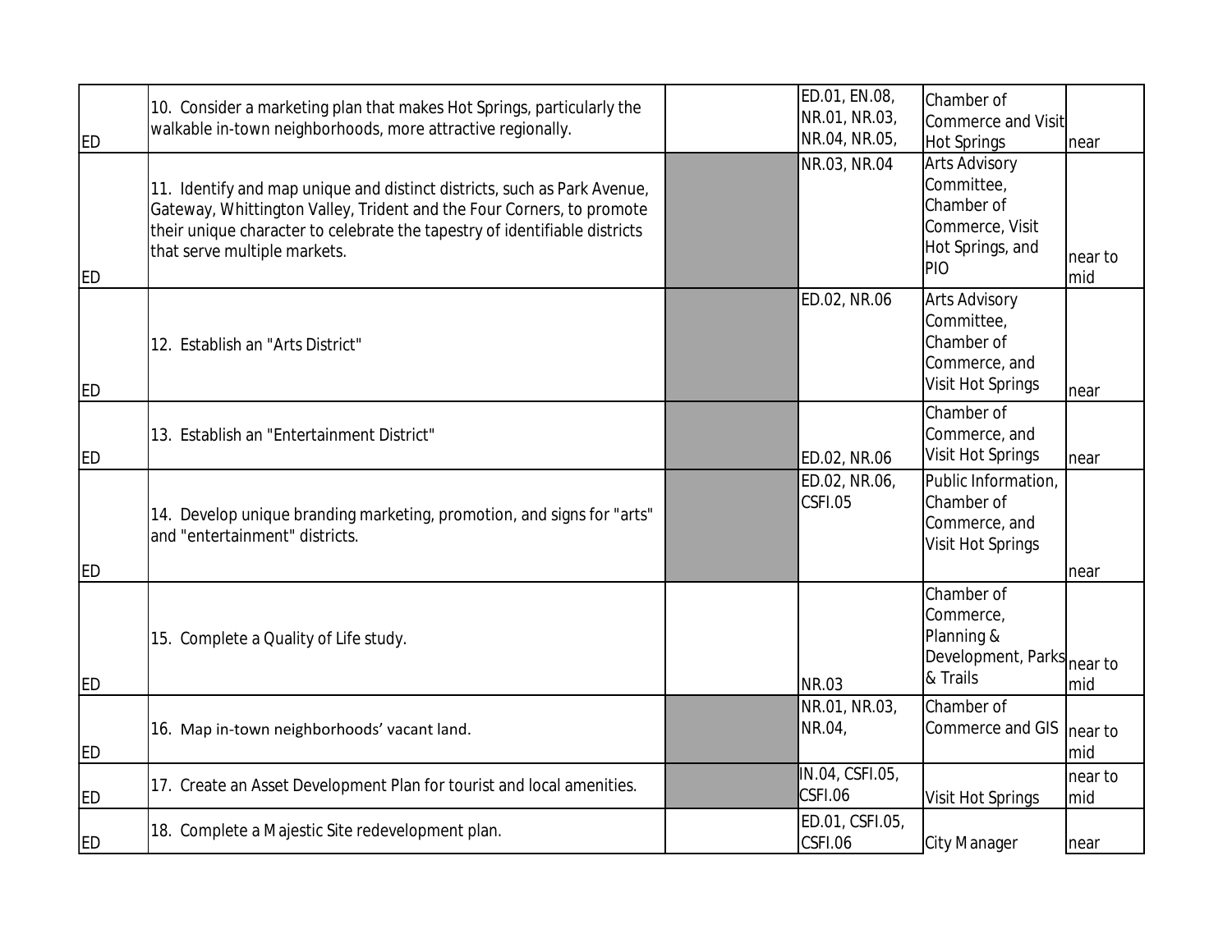| | | | | | |
|---|---|---|---|---|---|
| ED | 10. Consider a marketing plan that makes Hot Springs, particularly the walkable in-town neighborhoods, more attractive regionally. | | ED.01, EN.08, NR.01, NR.03, NR.04, NR.05, | Chamber of Commerce and Visit Hot Springs | near |
| ED | 11. Identify and map unique and distinct districts, such as Park Avenue, Gateway, Whittington Valley, Trident and the Four Corners, to promote their unique character to celebrate the tapestry of identifiable districts that serve multiple markets. | | NR.03, NR.04 | Arts Advisory Committee, Chamber of Commerce, Visit Hot Springs, and PIO | near to mid |
| ED | 12. Establish an "Arts District" | | ED.02, NR.06 | Arts Advisory Committee, Chamber of Commerce, and Visit Hot Springs | near |
| ED | 13. Establish an "Entertainment District" | | ED.02, NR.06 | Chamber of Commerce, and Visit Hot Springs | near |
| ED | 14. Develop unique branding marketing, promotion, and signs for "arts" and "entertainment" districts. | | ED.02, NR.06, CSFI.05 | Public Information, Chamber of Commerce, and Visit Hot Springs | near |
| ED | 15. Complete a Quality of Life study. | | NR.03 | Chamber of Commerce, Planning & Development, Parks & Trails | near to mid |
| ED | 16. Map in-town neighborhoods' vacant land. | | NR.01, NR.03, NR.04, | Chamber of Commerce and GIS | near to mid |
| ED | 17. Create an Asset Development Plan for tourist and local amenities. | | IN.04, CSFI.05, CSFI.06 | Visit Hot Springs | near to mid |
| ED | 18. Complete a Majestic Site redevelopment plan. | | ED.01, CSFI.05, CSFI.06 | City Manager | near |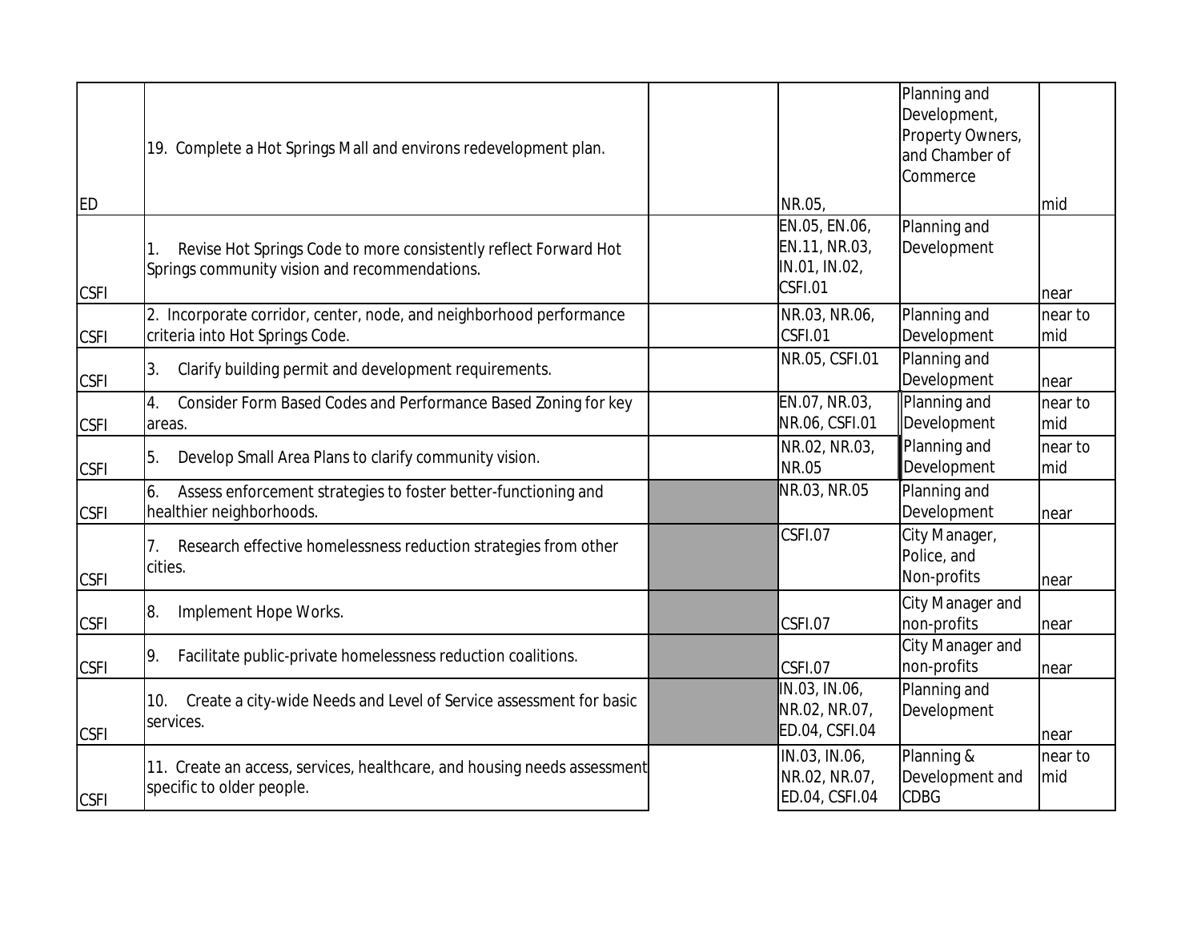| | | | | | |
|---|---|---|---|---|---|
| ED | 19. Complete a Hot Springs Mall and environs redevelopment plan. | | NR.05, | Planning and Development, Property Owners, and Chamber of Commerce | mid |
| CSFI | 1. Revise Hot Springs Code to more consistently reflect Forward Hot Springs community vision and recommendations. | | EN.05, EN.06, EN.11, NR.03, IN.01, IN.02, CSFI.01 | Planning and Development | near |
| CSFI | 2. Incorporate corridor, center, node, and neighborhood performance criteria into Hot Springs Code. | | NR.03, NR.06, CSFI.01 | Planning and Development | near to mid |
| CSFI | 3. Clarify building permit and development requirements. | | NR.05, CSFI.01 | Planning and Development | near |
| CSFI | 4. Consider Form Based Codes and Performance Based Zoning for key areas. | | EN.07, NR.03, NR.06, CSFI.01 | Planning and Development | near to mid |
| CSFI | 5. Develop Small Area Plans to clarify community vision. | | NR.02, NR.03, NR.05 | Planning and Development | near to mid |
| CSFI | 6. Assess enforcement strategies to foster better-functioning and healthier neighborhoods. | | NR.03, NR.05 | Planning and Development | near |
| CSFI | 7. Research effective homelessness reduction strategies from other cities. | | CSFI.07 | City Manager, Police, and Non-profits | near |
| CSFI | 8. Implement Hope Works. | | CSFI.07 | City Manager and non-profits | near |
| CSFI | 9. Facilitate public-private homelessness reduction coalitions. | | CSFI.07 | City Manager and non-profits | near |
| CSFI | 10. Create a city-wide Needs and Level of Service assessment for basic services. | | IN.03, IN.06, NR.02, NR.07, ED.04, CSFI.04 | Planning and Development | near |
| CSFI | 11. Create an access, services, healthcare, and housing needs assessment specific to older people. | | IN.03, IN.06, NR.02, NR.07, ED.04, CSFI.04 | Planning & Development and CDBG | near to mid |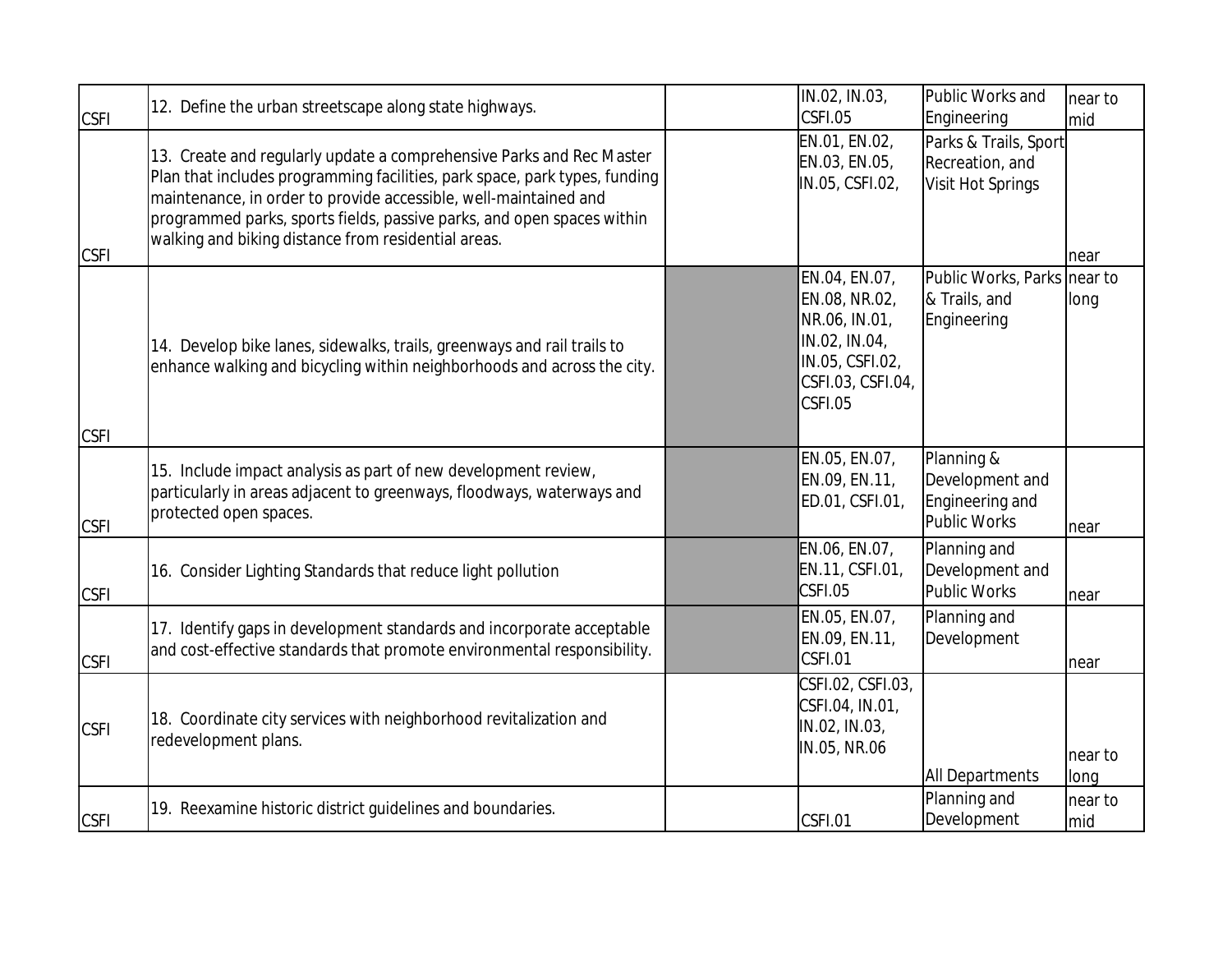| | | | | | |
|---|---|---|---|---|---|
| CSFI | 12. Define the urban streetscape along state highways. | | IN.02, IN.03, CSFI.05 | Public Works and Engineering | near to mid |
| CSFI | 13. Create and regularly update a comprehensive Parks and Rec Master Plan that includes programming facilities, park space, park types, funding maintenance, in order to provide accessible, well-maintained and programmed parks, sports fields, passive parks, and open spaces within walking and biking distance from residential areas. | | EN.01, EN.02, EN.03, EN.05, IN.05, CSFI.02, | Parks & Trails, Sport Recreation, and Visit Hot Springs | near |
| CSFI | 14. Develop bike lanes, sidewalks, trails, greenways and rail trails to enhance walking and bicycling within neighborhoods and across the city. | | EN.04, EN.07, EN.08, NR.02, NR.06, IN.01, IN.02, IN.04, IN.05, CSFI.02, CSFI.03, CSFI.04, CSFI.05 | Public Works, Parks & Trails, and Engineering | near to long |
| CSFI | 15. Include impact analysis as part of new development review, particularly in areas adjacent to greenways, floodways, waterways and protected open spaces. | | EN.05, EN.07, EN.09, EN.11, ED.01, CSFI.01, | Planning & Development and Engineering and Public Works | near |
| CSFI | 16. Consider Lighting Standards that reduce light pollution | | EN.06, EN.07, EN.11, CSFI.01, CSFI.05 | Planning and Development and Public Works | near |
| CSFI | 17. Identify gaps in development standards and incorporate acceptable and cost-effective standards that promote environmental responsibility. | | EN.05, EN.07, EN.09, EN.11, CSFI.01 | Planning and Development | near |
| CSFI | 18. Coordinate city services with neighborhood revitalization and redevelopment plans. | | CSFI.02, CSFI.03, CSFI.04, IN.01, IN.02, IN.03, IN.05, NR.06 | All Departments | near to long |
| CSFI | 19. Reexamine historic district guidelines and boundaries. | | CSFI.01 | Planning and Development | near to mid |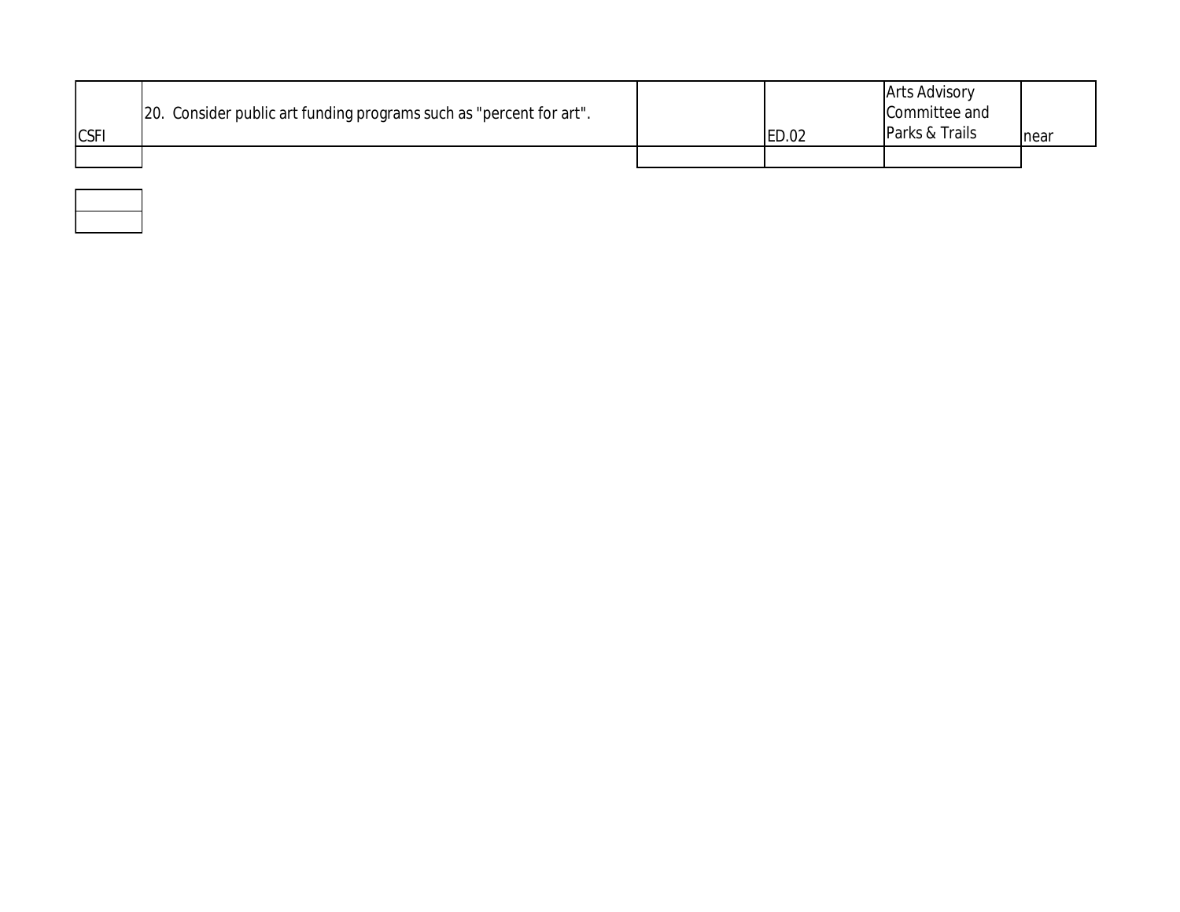| CSFI | 20. Consider public art funding programs such as "percent for art". | | ED.02 | Arts Advisory Committee and Parks & Trails | near |
|---|---|---|---|---|---|
| | | | | | |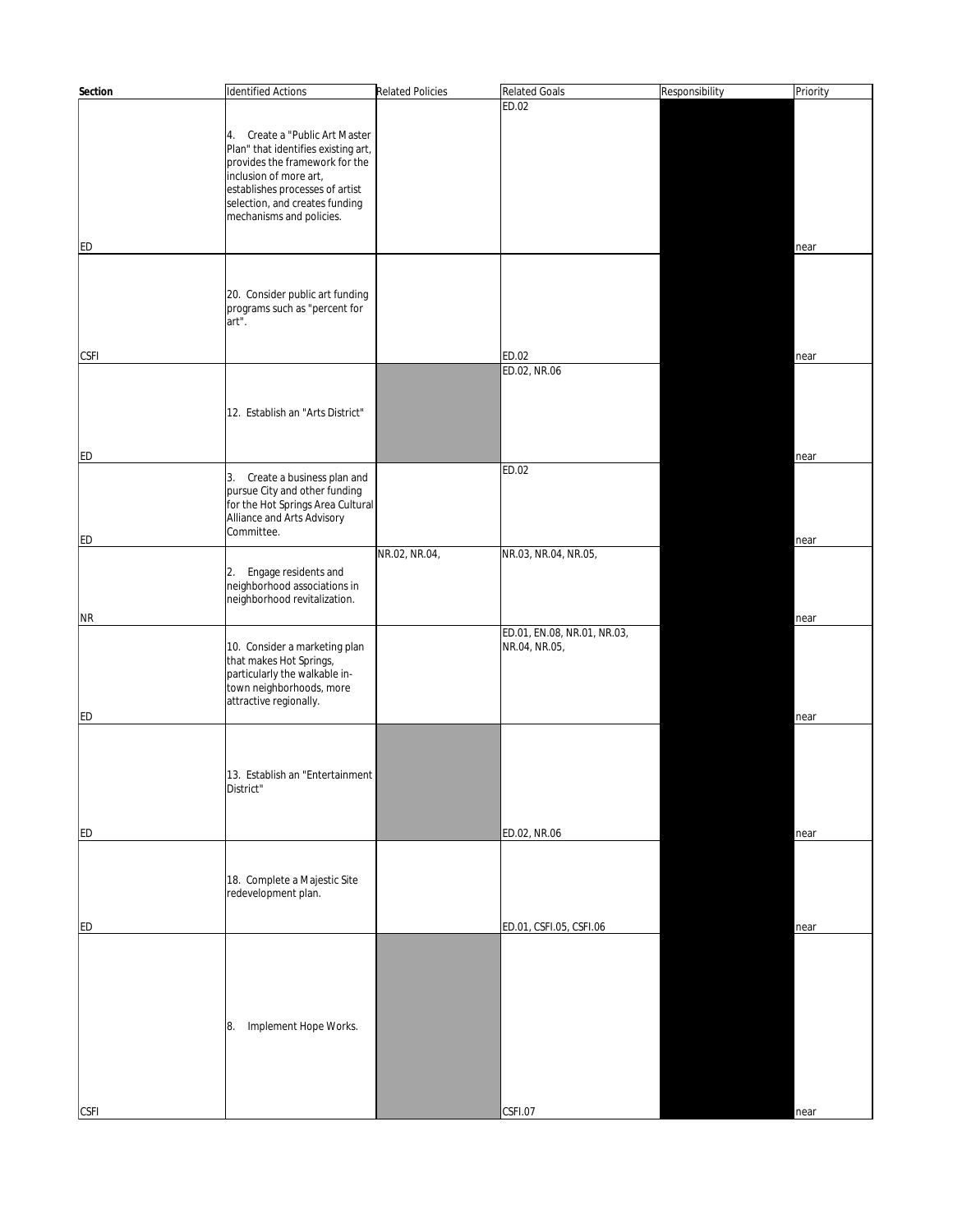| Section | Identified Actions | Related Policies | Related Goals | Responsibility | Priority |
|---|---|---|---|---|---|
| ED | 4. Create a "Public Art Master Plan" that identifies existing art, provides the framework for the inclusion of more art, establishes processes of artist selection, and creates funding mechanisms and policies. | | ED.02 | | near |
| CSFI | 20. Consider public art funding programs such as "percent for art". | | ED.02 | | near |
| ED | 12. Establish an "Arts District" | | ED.02, NR.06 | | near |
| ED | 3. Create a business plan and pursue City and other funding for the Hot Springs Area Cultural Alliance and Arts Advisory Committee. | | ED.02 | | near |
| NR | 2. Engage residents and neighborhood associations in neighborhood revitalization. | NR.02, NR.04, | NR.03, NR.04, NR.05, | | near |
| ED | 10. Consider a marketing plan that makes Hot Springs, particularly the walkable in-town neighborhoods, more attractive regionally. | | ED.01, EN.08, NR.01, NR.03, NR.04, NR.05, | | near |
| ED | 13. Establish an "Entertainment District" | | ED.02, NR.06 | | near |
| ED | 18. Complete a Majestic Site redevelopment plan. | | ED.01, CSFI.05, CSFI.06 | | near |
| CSFI | 8. Implement Hope Works. | | CSFI.07 | | near |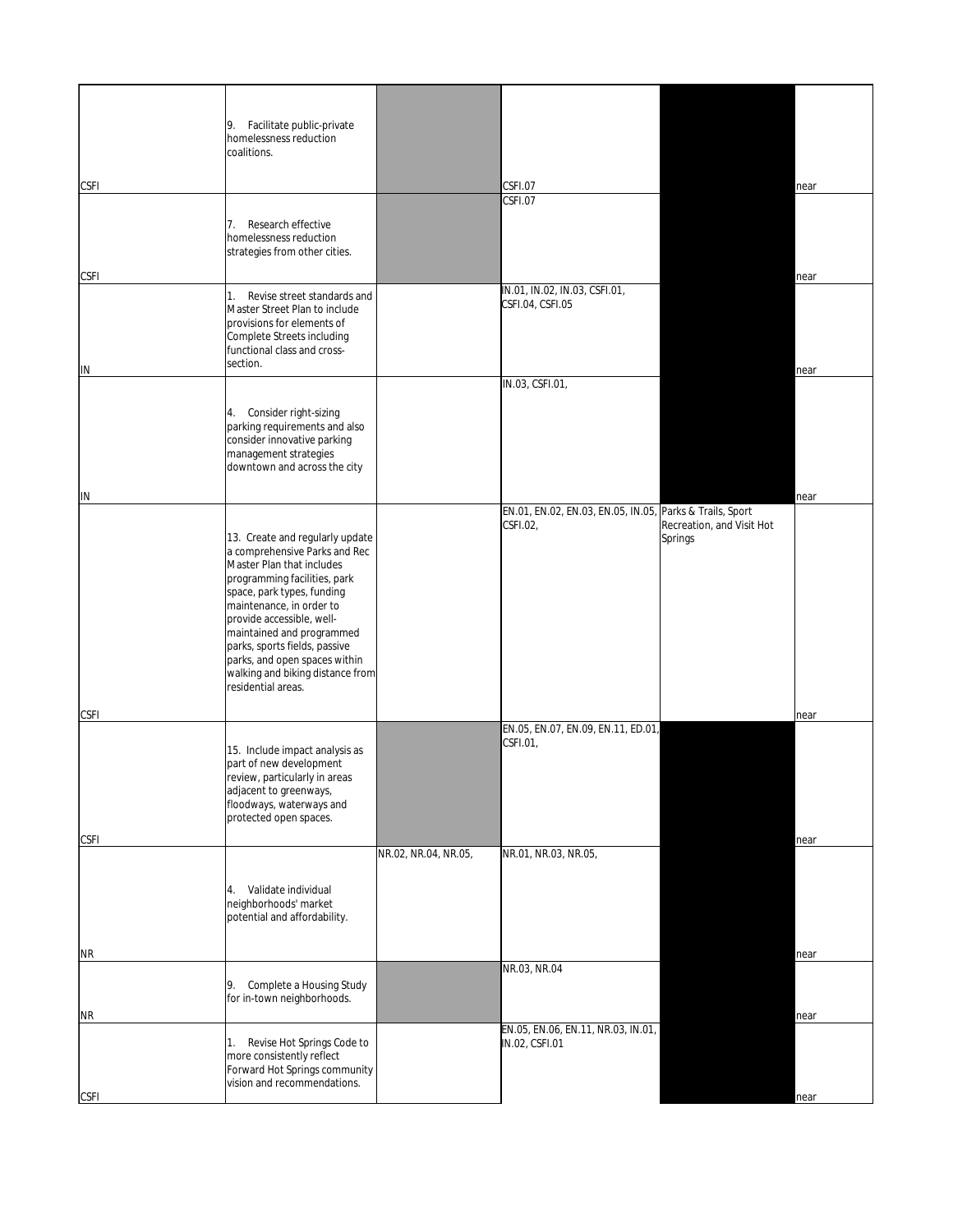| | | | | | |
|---|---|---|---|---|---|
| CSFI | 9. Facilitate public-private homelessness reduction coalitions. | | CSFI.07 | | near |
| CSFI | 7. Research effective homelessness reduction strategies from other cities. | | CSFI.07 | | near |
| IN | 1. Revise street standards and Master Street Plan to include provisions for elements of Complete Streets including functional class and cross-section. | | IN.01, IN.02, IN.03, CSFI.01, CSFI.04, CSFI.05 | | near |
| IN | 4. Consider right-sizing parking requirements and also consider innovative parking management strategies downtown and across the city | | IN.03, CSFI.01, | | near |
| CSFI | 13. Create and regularly update a comprehensive Parks and Rec Master Plan that includes programming facilities, park space, park types, funding maintenance, in order to provide accessible, well-maintained and programmed parks, sports fields, passive parks, and open spaces within walking and biking distance from residential areas. | | EN.01, EN.02, EN.03, EN.05, IN.05, CSFI.02, | Parks & Trails, Sport Recreation, and Visit Hot Springs | near |
| CSFI | 15. Include impact analysis as part of new development review, particularly in areas adjacent to greenways, floodways, waterways and protected open spaces. | | EN.05, EN.07, EN.09, EN.11, ED.01, CSFI.01, | | near |
| NR | 4. Validate individual neighborhoods' market potential and affordability. | NR.02, NR.04, NR.05, | NR.01, NR.03, NR.05, | | near |
| NR | 9. Complete a Housing Study for in-town neighborhoods. | | NR.03, NR.04 | | near |
| CSFI | 1. Revise Hot Springs Code to more consistently reflect Forward Hot Springs community vision and recommendations. | | EN.05, EN.06, EN.11, NR.03, IN.01, IN.02, CSFI.01 | | near |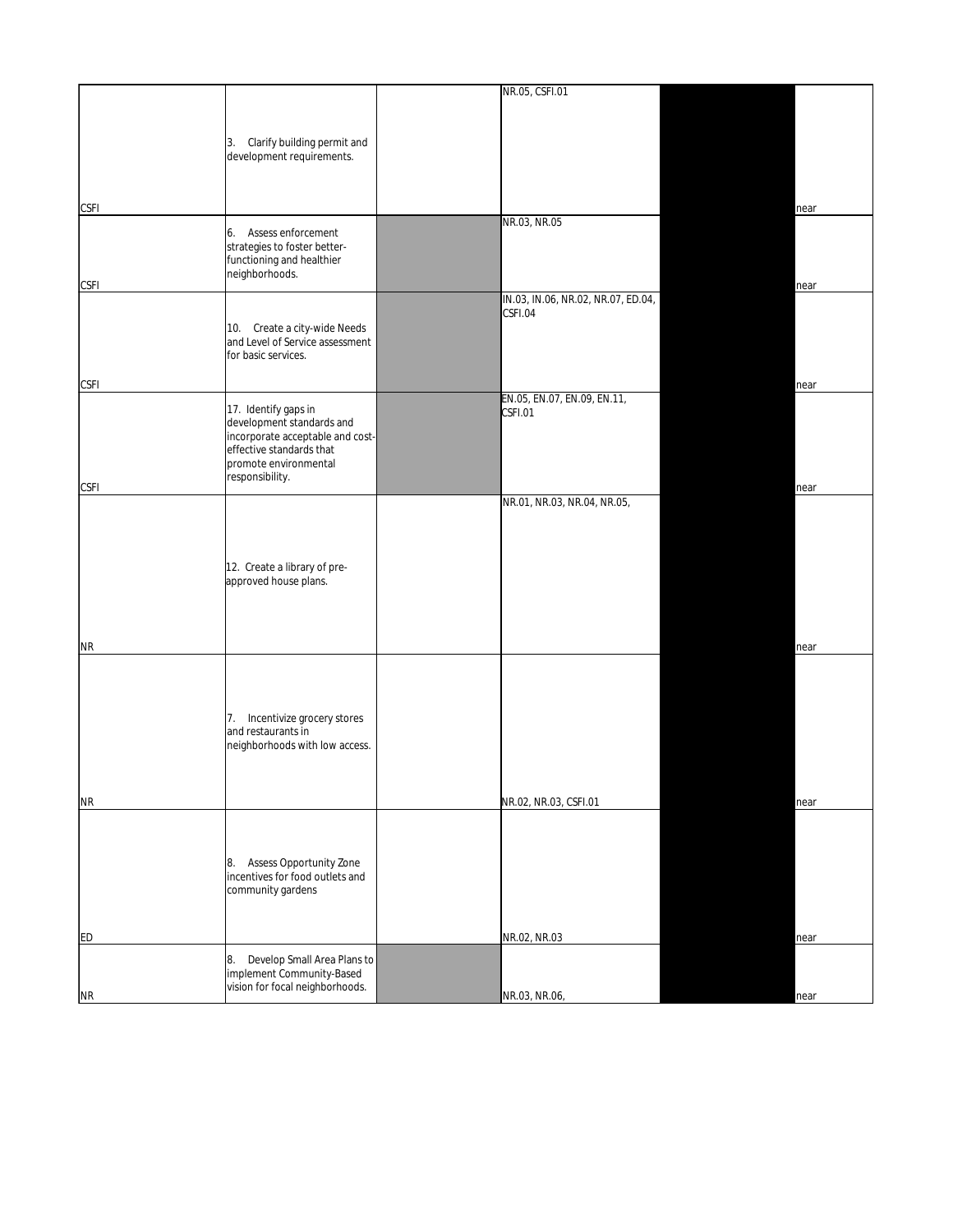| | | | | | |
|---|---|---|---|---|---|
| CSFI | 3. Clarify building permit and development requirements. | | NR.05, CSFI.01 | | near |
| CSFI | 6. Assess enforcement strategies to foster better-functioning and healthier neighborhoods. | | NR.03, NR.05 | | near |
| CSFI | 10. Create a city-wide Needs and Level of Service assessment for basic services. | | IN.03, IN.06, NR.02, NR.07, ED.04, CSFI.04 | | near |
| CSFI | 17. Identify gaps in development standards and incorporate acceptable and cost-effective standards that promote environmental responsibility. | | EN.05, EN.07, EN.09, EN.11, CSFI.01 | | near |
| NR | 12. Create a library of pre-approved house plans. | | NR.01, NR.03, NR.04, NR.05, | | near |
| NR | 7. Incentivize grocery stores and restaurants in neighborhoods with low access. | | NR.02, NR.03, CSFI.01 | | near |
| ED | 8. Assess Opportunity Zone incentives for food outlets and community gardens | | NR.02, NR.03 | | near |
| NR | 8. Develop Small Area Plans to implement Community-Based vision for focal neighborhoods. | | NR.03, NR.06, | | near |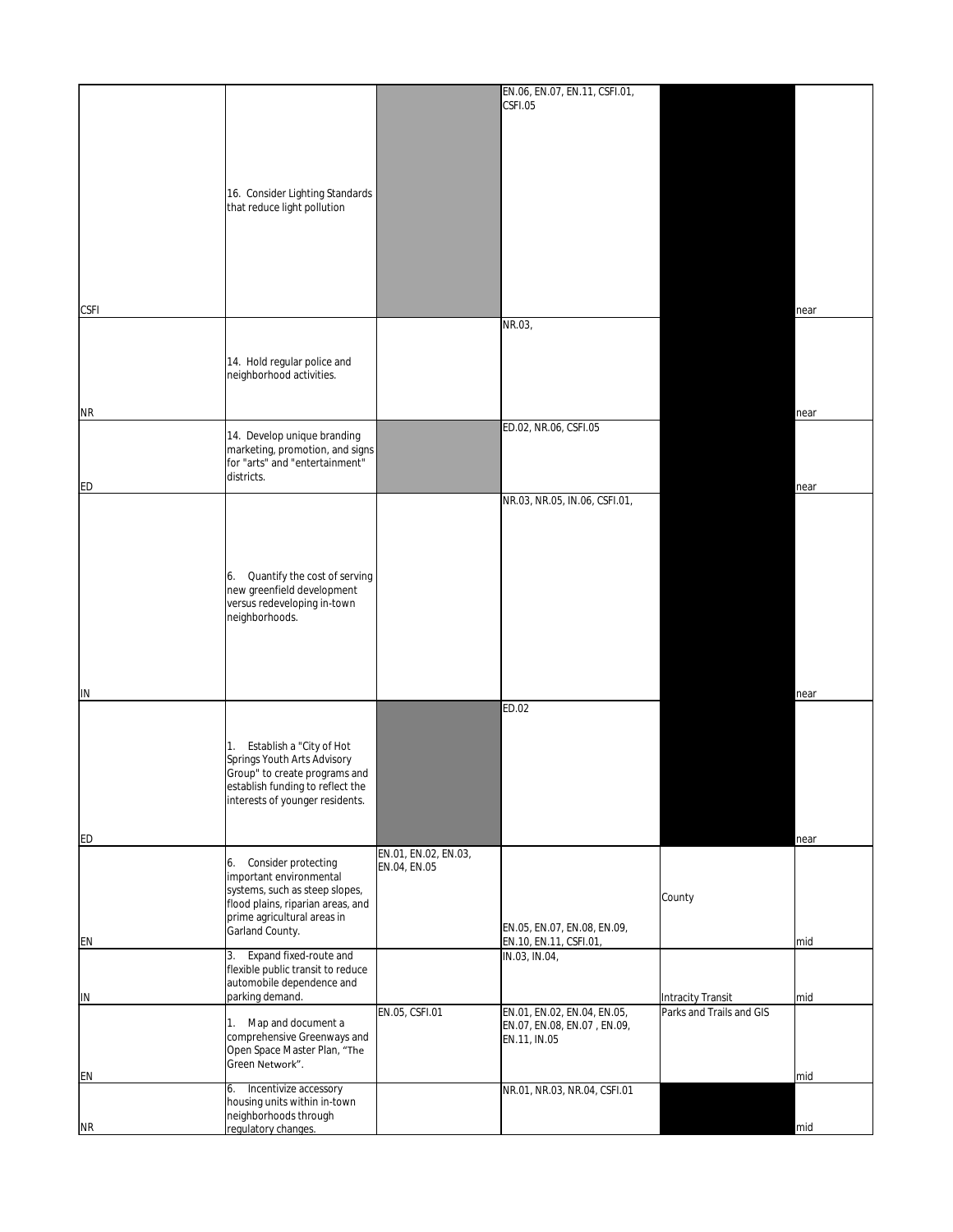| | | | | | |
|---|---|---|---|---|---|
| CSFI | 16. Consider Lighting Standards that reduce light pollution | | EN.06, EN.07, EN.11, CSFI.01, CSFI.05 | | near |
| NR | 14. Hold regular police and neighborhood activities. | | NR.03, | | near |
| ED | 14. Develop unique branding marketing, promotion, and signs for "arts" and "entertainment" districts. | | ED.02, NR.06, CSFI.05 | | near |
| IN | 6. Quantify the cost of serving new greenfield development versus redeveloping in-town neighborhoods. | | NR.03, NR.05, IN.06, CSFI.01, | | near |
| ED | 1. Establish a "City of Hot Springs Youth Arts Advisory Group" to create programs and establish funding to reflect the interests of younger residents. | | ED.02 | | near |
| EN | 6. Consider protecting important environmental systems, such as steep slopes, flood plains, riparian areas, and prime agricultural areas in Garland County. | EN.01, EN.02, EN.03, EN.04, EN.05 | EN.05, EN.07, EN.08, EN.09, EN.10, EN.11, CSFI.01, | County | mid |
| IN | 3. Expand fixed-route and flexible public transit to reduce automobile dependence and parking demand. | | IN.03, IN.04, | Intracity Transit | mid |
| EN | 1. Map and document a comprehensive Greenways and Open Space Master Plan, "The Green Network". | EN.05, CSFI.01 | EN.01, EN.02, EN.04, EN.05, EN.07, EN.08, EN.07 , EN.09, EN.11, IN.05 | Parks and Trails and GIS | mid |
| NR | 6. Incentivize accessory housing units within in-town neighborhoods through regulatory changes. | | NR.01, NR.03, NR.04, CSFI.01 | | mid |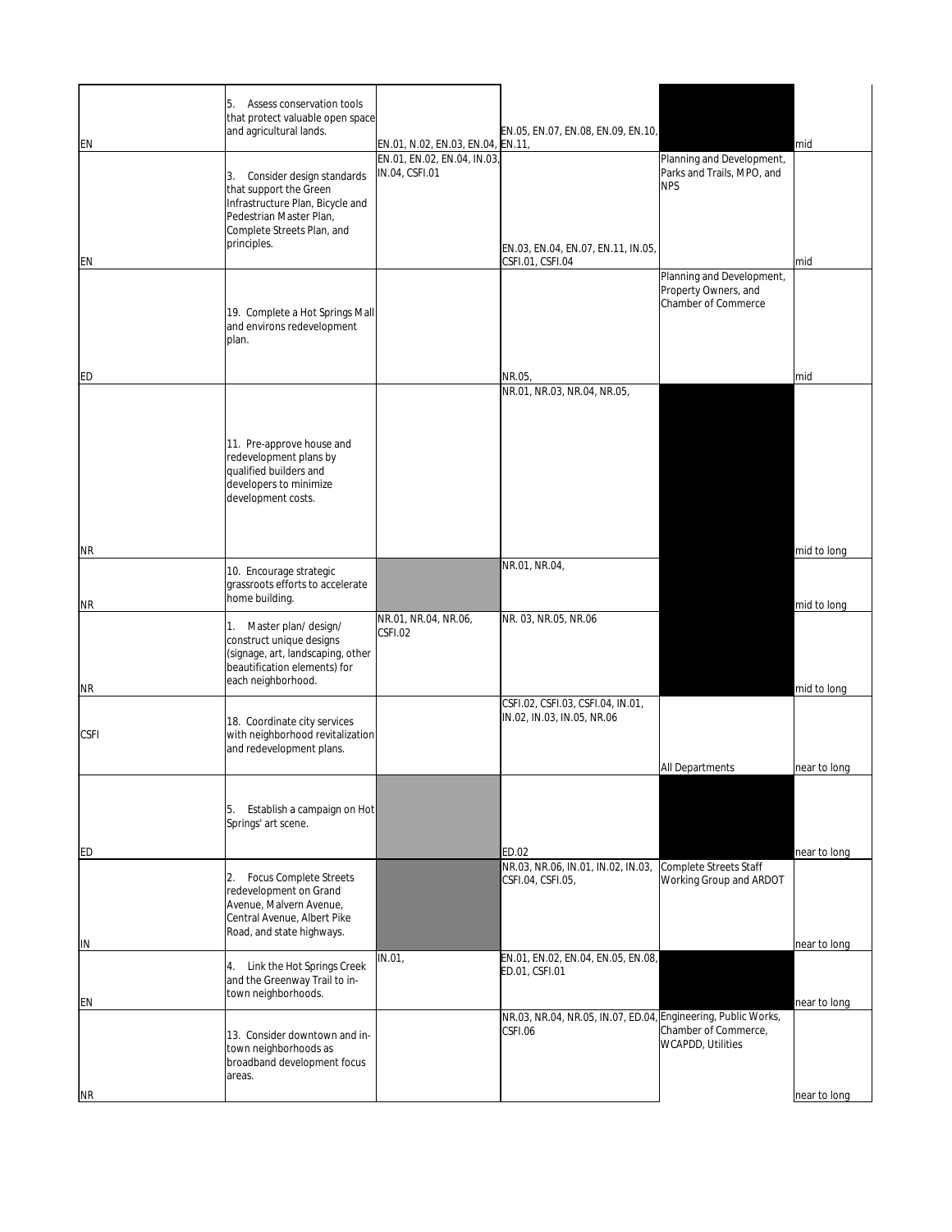| | | | | | |
|---|---|---|---|---|---|
| EN | 5. Assess conservation tools that protect valuable open space and agricultural lands. | EN.01, N.02, EN.03, EN.04, | EN.05, EN.07, EN.08, EN.09, EN.10, EN.11, | | mid |
| EN | 3. Consider design standards that support the Green Infrastructure Plan, Bicycle and Pedestrian Master Plan, Complete Streets Plan, and principles. | EN.01, EN.02, EN.04, IN.03, IN.04, CSFI.01 | EN.03, EN.04, EN.07, EN.11, IN.05, CSFI.01, CSFI.04 | Planning and Development, Parks and Trails, MPO, and NPS | mid |
| ED | 19. Complete a Hot Springs Mall and environs redevelopment plan. | | NR.05, | Planning and Development, Property Owners, and Chamber of Commerce | mid |
| NR | 11. Pre-approve house and redevelopment plans by qualified builders and developers to minimize development costs. | | NR.01, NR.03, NR.04, NR.05, | | mid to long |
| NR | 10. Encourage strategic grassroots efforts to accelerate home building. | | NR.01, NR.04, | | mid to long |
| NR | 1. Master plan/ design/ construct unique designs (signage, art, landscaping, other beautification elements) for each neighborhood. | NR.01, NR.04, NR.06, CSFI.02 | NR. 03, NR.05, NR.06 | | mid to long |
| CSFI | 18. Coordinate city services with neighborhood revitalization and redevelopment plans. | | CSFI.02, CSFI.03, CSFI.04, IN.01, IN.02, IN.03, IN.05, NR.06 | All Departments | near to long |
| ED | 5. Establish a campaign on Hot Springs' art scene. | | ED.02 | | near to long |
| IN | 2. Focus Complete Streets redevelopment on Grand Avenue, Malvern Avenue, Central Avenue, Albert Pike Road, and state highways. | | NR.03, NR.06, IN.01, IN.02, IN.03, CSFI.04, CSFI.05, | Complete Streets Staff Working Group and ARDOT | near to long |
| EN | 4. Link the Hot Springs Creek and the Greenway Trail to in-town neighborhoods. | IN.01, | EN.01, EN.02, EN.04, EN.05, EN.08, ED.01, CSFI.01 | | near to long |
| NR | 13. Consider downtown and in-town neighborhoods as broadband development focus areas. | | NR.03, NR.04, NR.05, IN.07, ED.04, CSFI.06 | Engineering, Public Works, Chamber of Commerce, WCAPDD, Utilities | near to long |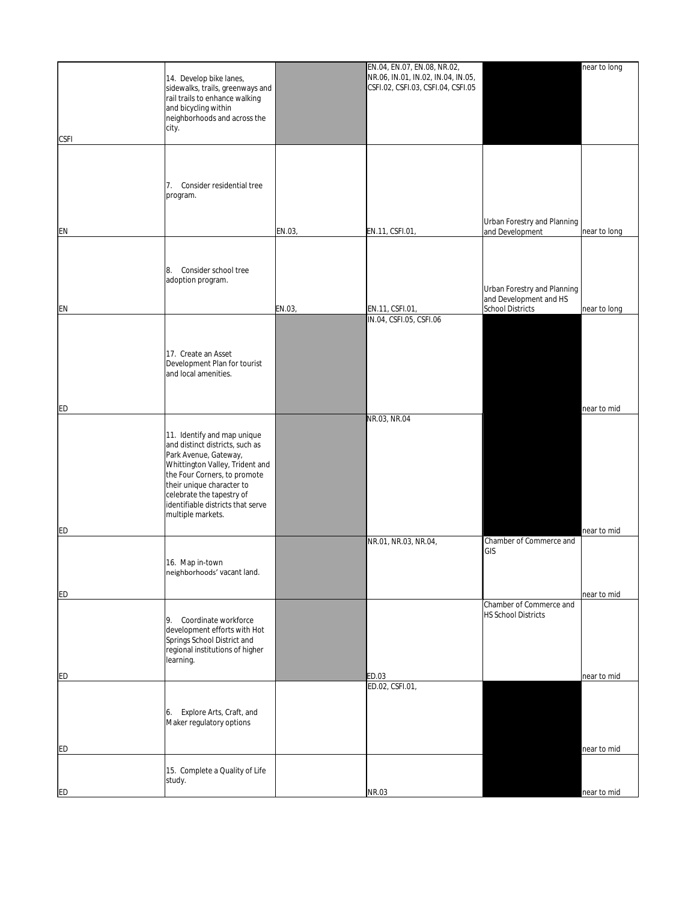| | | | | | |
|---|---|---|---|---|---|
| CSFI | 14. Develop bike lanes, sidewalks, trails, greenways and rail trails to enhance walking and bicycling within neighborhoods and across the city. | | EN.04, EN.07, EN.08, NR.02, NR.06, IN.01, IN.02, IN.04, IN.05, CSFI.02, CSFI.03, CSFI.04, CSFI.05 | | near to long |
| EN | 7. Consider residential tree program. | EN.03, | EN.11, CSFI.01, | Urban Forestry and Planning and Development | near to long |
| EN | 8. Consider school tree adoption program. | EN.03, | EN.11, CSFI.01, | Urban Forestry and Planning and Development and HS School Districts | near to long |
| ED | 17. Create an Asset Development Plan for tourist and local amenities. | | IN.04, CSFI.05, CSFI.06 | | near to mid |
| ED | 11. Identify and map unique and distinct districts, such as Park Avenue, Gateway, Whittington Valley, Trident and the Four Corners, to promote their unique character to celebrate the tapestry of identifiable districts that serve multiple markets. | | NR.03, NR.04 | | near to mid |
| ED | 16. Map in-town neighborhoods' vacant land. | | NR.01, NR.03, NR.04, | Chamber of Commerce and GIS | near to mid |
| ED | 9. Coordinate workforce development efforts with Hot Springs School District and regional institutions of higher learning. | | ED.03 | Chamber of Commerce and HS School Districts | near to mid |
| ED | 6. Explore Arts, Craft, and Maker regulatory options | | ED.02, CSFI.01, | | near to mid |
| ED | 15. Complete a Quality of Life study. | | NR.03 | | near to mid |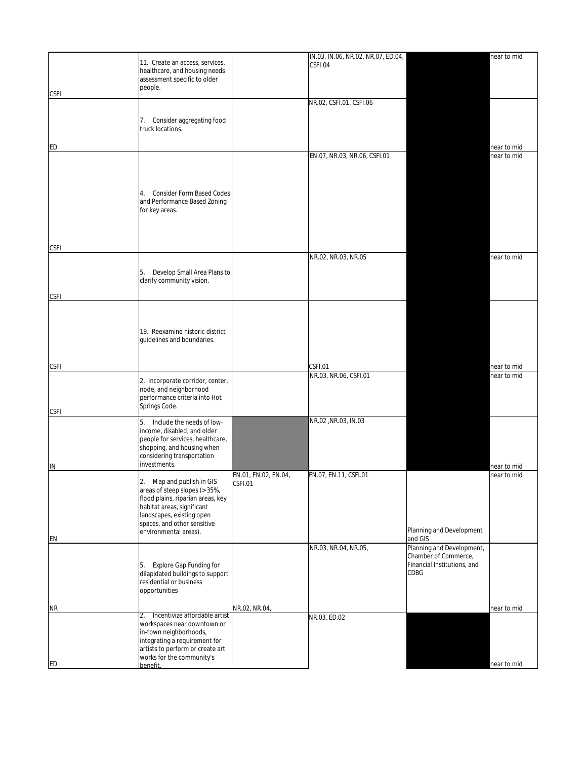| | | | | | |
|---|---|---|---|---|---|
| CSFI | 11. Create an access, services, healthcare, and housing needs assessment specific to older people. | | IN.03, IN.06, NR.02, NR.07, ED.04, CSFI.04 | | near to mid |
| ED | 7. Consider aggregating food truck locations. | | NR.02, CSFI.01, CSFI.06 | | near to mid |
| CSFI | 4. Consider Form Based Codes and Performance Based Zoning for key areas. | | EN.07, NR.03, NR.06, CSFI.01 | | near to mid |
| CSFI | 5. Develop Small Area Plans to clarify community vision. | | NR.02, NR.03, NR.05 | | near to mid |
| CSFI | 19. Reexamine historic district guidelines and boundaries. | | CSFI.01 | | near to mid |
| CSFI | 2. Incorporate corridor, center, node, and neighborhood performance criteria into Hot Springs Code. | | NR.03, NR.06, CSFI.01 | | near to mid |
| IN | 5. Include the needs of low-income, disabled, and older people for services, healthcare, shopping, and housing when considering transportation investments. | | NR.02 ,NR.03, IN.03 | | near to mid |
| EN | 2. Map and publish in GIS areas of steep slopes (>35%, flood plains, riparian areas, key habitat areas, significant landscapes, existing open spaces, and other sensitive environmental areas). | EN.01, EN.02, EN.04, CSFI.01 | EN.07, EN.11, CSFI.01 | Planning and Development and GIS | near to mid |
| NR | 5. Explore Gap Funding for dilapidated buildings to support residential or business opportunities | NR.02, NR.04, | NR.03, NR.04, NR.05, | Planning and Development, Chamber of Commerce, Financial Institutions, and CDBG | near to mid |
| ED | 2. Incentivize affordable artist workspaces near downtown or in-town neighborhoods, integrating a requirement for artists to perform or create art works for the community's benefit. | | NR.03, ED.02 | | near to mid |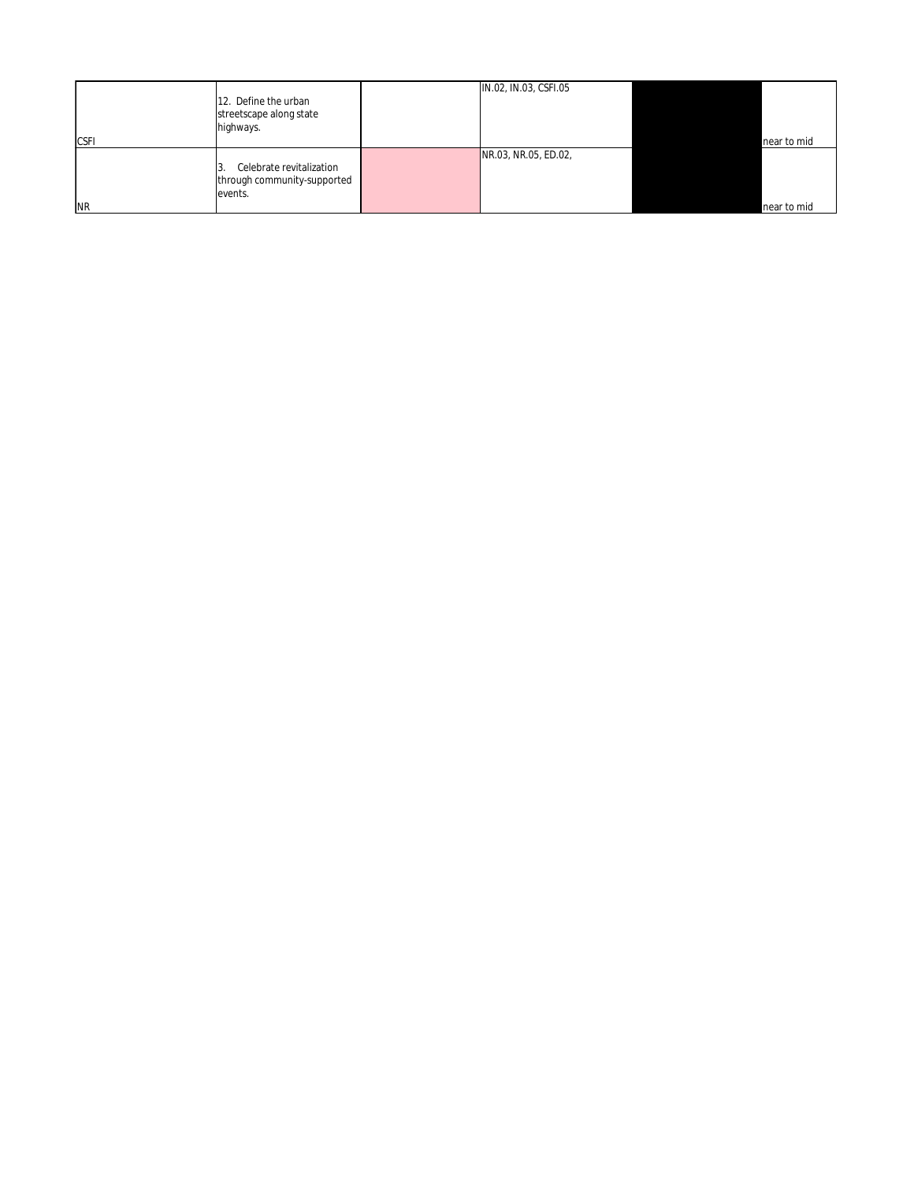| | | | | | |
|---|---|---|---|---|---|
| CSFI | 12. Define the urban streetscape along state highways. | | IN.02, IN.03, CSFI.05 | | near to mid |
| NR | 3. Celebrate revitalization through community-supported events. | | NR.03, NR.05, ED.02, | | near to mid |